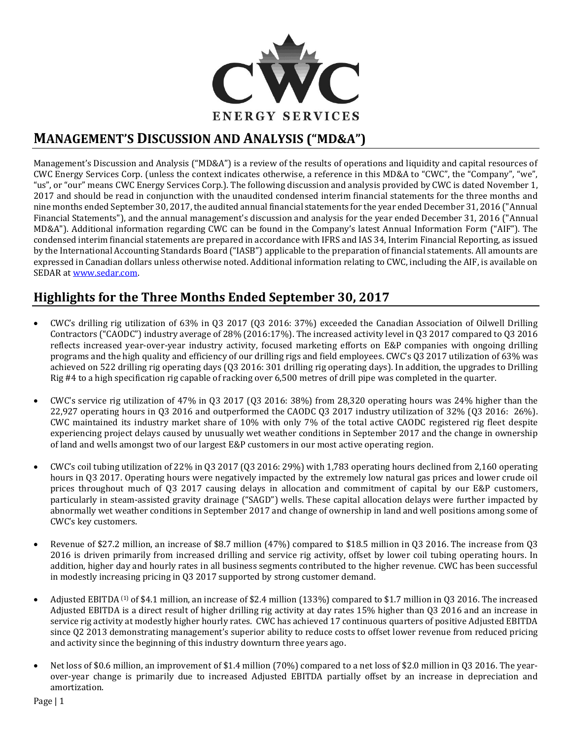# MANAGEMENT'S DISCUSSION AND ANALYSIS ("MD&A")

Management's Discussion and Analysis ("MD&A") is a review of the results of operations and liquidity and capital resources of CWC Energy Services Corp. (unless the context indicates otherwise, a reference in this MD&A to "CWC", the "Company", "we", "us", or "our" means CWC Energy Services Corp.). The following discussion and analysis provided by CWC is dated November 1, 2017 and should be read in conjunction with the unaudited condensed interim financial statements for the three months and nine months ended September 30, 2017, the audited annual financial statements for the year ended December 31, 2016 ("Annual Financial Statements"), and the annual management's discussion and analysis for the year ended December 31, 2016 ("Annual MD&A"). Additional information regarding CWC can be found in the Company's latest Annual Information Form ("AIF"). The condensed interim financial statements are prepared in accordance with IFRS and IAS 34, Interim Financial Reporting, as issued by the International Accounting Standards Board ("IASB") applicable to the preparation of financial statements. All amounts are expressed in Canadian dollars unless otherwise noted. Additional information relating to CWC, including the AIF, is available on SEDAR at www.sedar.com.

## Highlights for the Three Months Ended September 30, 2017

- CWC's drilling rig utilization of 63% in Q3 2017 (Q3 2016: 37%) exceeded the Canadian Association of Oilwell Drilling Contractors ("CAODC") industry average of 28% (2016:17%). The increased activity level in Q3 2017 compared to Q3 2016 reflects increased year-over-year industry activity, focused marketing efforts on E&P companies with ongoing drilling programs and the high quality and efficiency of our drilling rigs and field employees. CWC's Q3 2017 utilization of 63% was achieved on 522 drilling rig operating days (Q3 2016: 301 drilling rig operating days). In addition, the upgrades to Drilling Rig #4 to a high specification rig capable of racking over 6,500 metres of drill pipe was completed in the quarter.

- CWC's service rig utilization of 47% in Q3 2017 (Q3 2016: 38%) from 28,320 operating hours was 24% higher than the 22,927 operating hours in Q3 2016 and outperformed the CAODC Q3 2017 industry utilization of 32% (Q3 2016: 26%). CWC maintained its industry market share of 10% with only 7% of the total active CAODC registered rig fleet despite experiencing project delays caused by unusually wet weather conditions in September 2017 and the change in ownership of land and wells amongst two of our largest E&P customers in our most active operating region.

- CWC's coil tubing utilization of 22% in Q3 2017 (Q3 2016: 29%) with 1,783 operating hours declined from 2,160 operating hours in Q3 2017. Operating hours were negatively impacted by the extremely low natural gas prices and lower crude oil prices throughout much of Q3 2017 causing delays in allocation and commitment of capital by our E&P customers, particularly in steam-assisted gravity drainage ("SAGD") wells. These capital allocation delays were further impacted by abnormally wet weather conditions in September 2017 and change of ownership in land and well positions among some of CWC's key customers.

- Revenue of $27.2 million, an increase of $8.7 million (47%) compared to $18.5 million in Q3 2016. The increase from Q3 2016 is driven primarily from increased drilling and service rig activity, offset by lower coil tubing operating hours. In addition, higher day and hourly rates in all business segments contributed to the higher revenue. CWC has been successful in modestly increasing pricing in Q3 2017 supported by strong customer demand.

- Adjusted EBITDA [(1)] of $4.1 million, an increase of $2.4 million (133%) compared to $1.7 million in Q3 2016. The increased Adjusted EBITDA is a direct result of higher drilling rig activity at day rates 15% higher than Q3 2016 and an increase in service rig activity at modestly higher hourly rates. CWC has achieved 17 continuous quarters of positive Adjusted EBITDA since Q2 2013 demonstrating management's superior ability to reduce costs to offset lower revenue from reduced pricing and activity since the beginning of this industry downturn three years ago.

- Net loss of $0.6 million, an improvement of $1.4 million (70%) compared to a net loss of $2.0 million in Q3 2016. The year-over-year change is primarily due to increased Adjusted EBITDA partially offset by an increase in depreciation and amortization.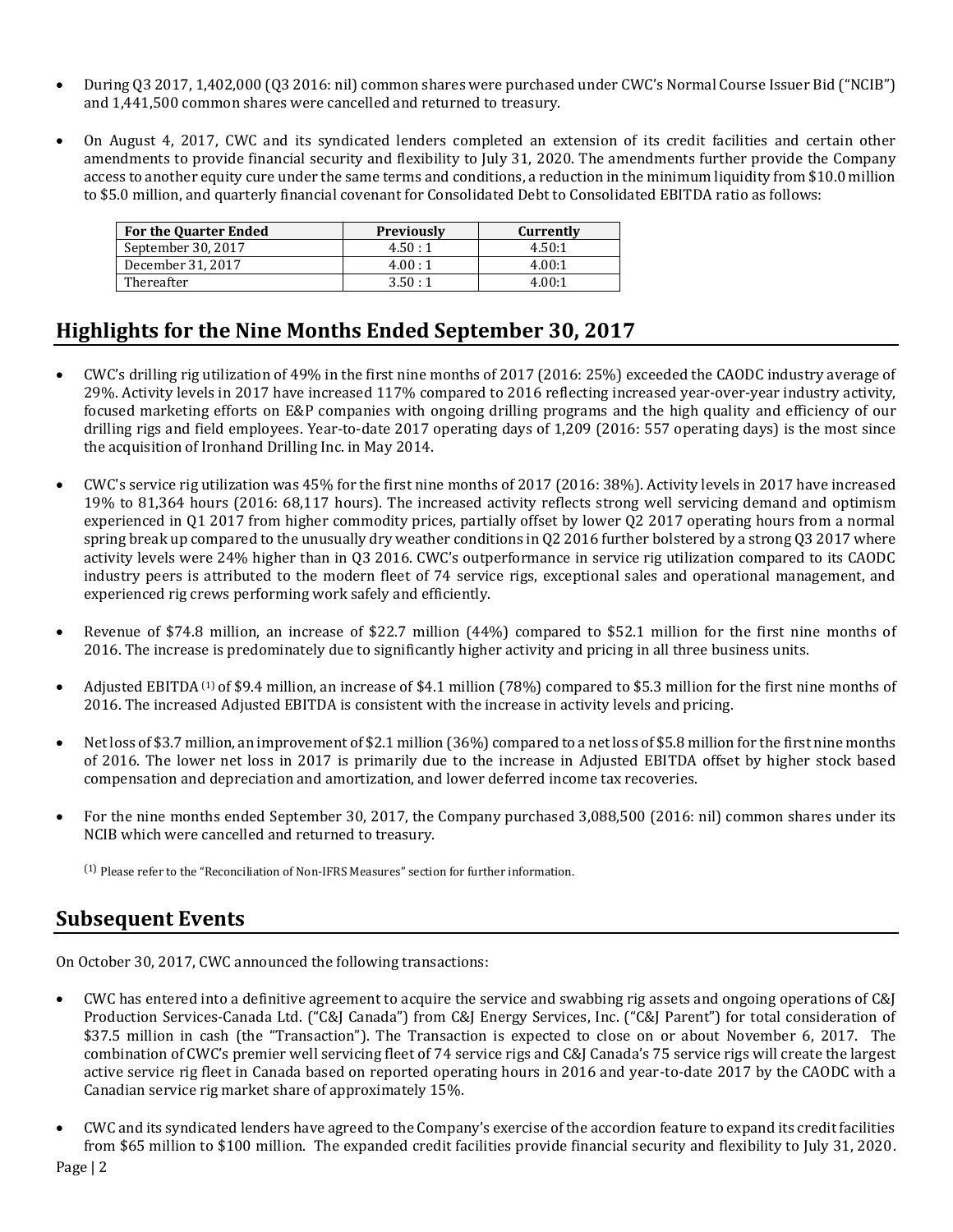- During Q3 2017, 1,402,000 (Q3 2016: nil) common shares were purchased under CWC's Normal Course Issuer Bid ("NCIB") and 1,441,500 common shares were cancelled and returned to treasury.

- On August 4, 2017, CWC and its syndicated lenders completed an extension of its credit facilities and certain other amendments to provide financial security and flexibility to July 31, 2020. The amendments further provide the Company access to another equity cure under the same terms and conditions, a reduction in the minimum liquidity from $10.0 million to $5.0 million, and quarterly financial covenant for Consolidated Debt to Consolidated EBITDA ratio as follows:

| For the Quarter Ended | Previously | Currently |
|---|---|---|
| September 30, 2017 | 4.50 : 1 | 4.50:1 |
| December 31, 2017 | 4.00 : 1 | 4.00:1 |
| Thereafter | 3.50 : 1 | 4.00:1 |

## Highlights for the Nine Months Ended September 30, 2017

- CWC's drilling rig utilization of 49% in the first nine months of 2017 (2016: 25%) exceeded the CAODC industry average of 29%. Activity levels in 2017 have increased 117% compared to 2016 reflecting increased year-over-year industry activity, focused marketing efforts on E&P companies with ongoing drilling programs and the high quality and efficiency of our drilling rigs and field employees. Year-to-date 2017 operating days of 1,209 (2016: 557 operating days) is the most since the acquisition of Ironhand Drilling Inc. in May 2014.

- CWC's service rig utilization was 45% for the first nine months of 2017 (2016: 38%). Activity levels in 2017 have increased 19% to 81,364 hours (2016: 68,117 hours). The increased activity reflects strong well servicing demand and optimism experienced in Q1 2017 from higher commodity prices, partially offset by lower Q2 2017 operating hours from a normal spring break up compared to the unusually dry weather conditions in Q2 2016 further bolstered by a strong Q3 2017 where activity levels were 24% higher than in Q3 2016. CWC's outperformance in service rig utilization compared to its CAODC industry peers is attributed to the modern fleet of 74 service rigs, exceptional sales and operational management, and experienced rig crews performing work safely and efficiently.

- Revenue of $74.8 million, an increase of $22.7 million (44%) compared to $52.1 million for the first nine months of 2016. The increase is predominately due to significantly higher activity and pricing in all three business units.

- Adjusted EBITDA [(1)] of $9.4 million, an increase of $4.1 million (78%) compared to $5.3 million for the first nine months of 2016. The increased Adjusted EBITDA is consistent with the increase in activity levels and pricing.

- Net loss of $3.7 million, an improvement of $2.1 million (36%) compared to a net loss of $5.8 million for the first nine months of 2016. The lower net loss in 2017 is primarily due to the increase in Adjusted EBITDA offset by higher stock based compensation and depreciation and amortization, and lower deferred income tax recoveries.

- For the nine months ended September 30, 2017, the Company purchased 3,088,500 (2016: nil) common shares under its NCIB which were cancelled and returned to treasury.

(1) Please refer to the "Reconciliation of Non-IFRS Measures" section for further information.

## Subsequent Events

On October 30, 2017, CWC announced the following transactions:

- CWC has entered into a definitive agreement to acquire the service and swabbing rig assets and ongoing operations of C&J Production Services-Canada Ltd. ("C&J Canada") from C&J Energy Services, Inc. ("C&J Parent") for total consideration of $37.5 million in cash (the "Transaction"). The Transaction is expected to close on or about November 6, 2017. The combination of CWC's premier well servicing fleet of 74 service rigs and C&J Canada's 75 service rigs will create the largest active service rig fleet in Canada based on reported operating hours in 2016 and year-to-date 2017 by the CAODC with a Canadian service rig market share of approximately 15%.

- CWC and its syndicated lenders have agreed to the Company's exercise of the accordion feature to expand its credit facilities from $65 million to $100 million. The expanded credit facilities provide financial security and flexibility to July 31, 2020.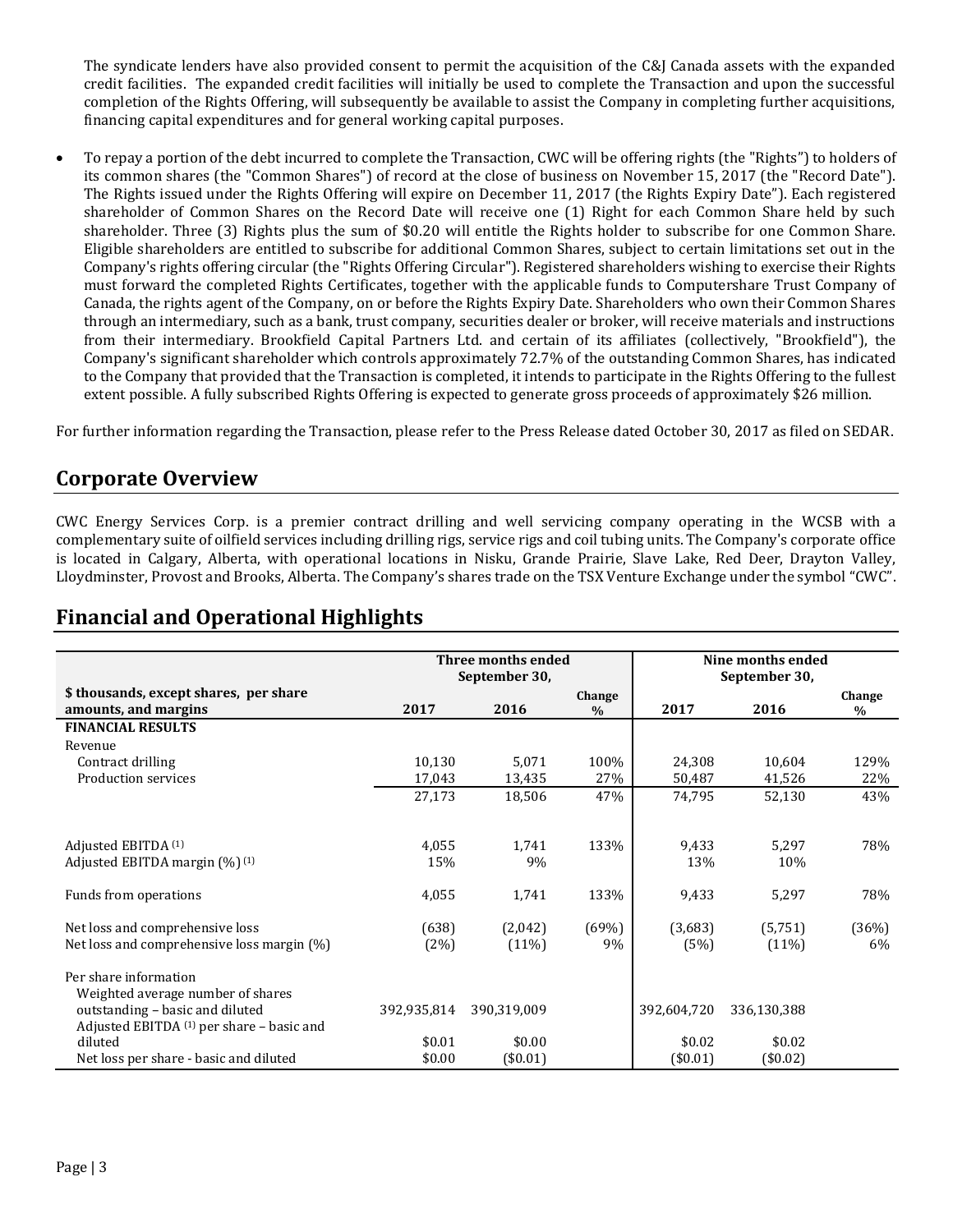The syndicate lenders have also provided consent to permit the acquisition of the C&J Canada assets with the expanded credit facilities. The expanded credit facilities will initially be used to complete the Transaction and upon the successful completion of the Rights Offering, will subsequently be available to assist the Company in completing further acquisitions, financing capital expenditures and for general working capital purposes.

- To repay a portion of the debt incurred to complete the Transaction, CWC will be offering rights (the "Rights") to holders of its common shares (the "Common Shares") of record at the close of business on November 15, 2017 (the "Record Date"). The Rights issued under the Rights Offering will expire on December 11, 2017 (the Rights Expiry Date"). Each registered shareholder of Common Shares on the Record Date will receive one (1) Right for each Common Share held by such shareholder. Three (3) Rights plus the sum of $0.20 will entitle the Rights holder to subscribe for one Common Share. Eligible shareholders are entitled to subscribe for additional Common Shares, subject to certain limitations set out in the Company's rights offering circular (the "Rights Offering Circular"). Registered shareholders wishing to exercise their Rights must forward the completed Rights Certificates, together with the applicable funds to Computershare Trust Company of Canada, the rights agent of the Company, on or before the Rights Expiry Date. Shareholders who own their Common Shares through an intermediary, such as a bank, trust company, securities dealer or broker, will receive materials and instructions from their intermediary. Brookfield Capital Partners Ltd. and certain of its affiliates (collectively, "Brookfield"), the Company's significant shareholder which controls approximately 72.7% of the outstanding Common Shares, has indicated to the Company that provided that the Transaction is completed, it intends to participate in the Rights Offering to the fullest extent possible. A fully subscribed Rights Offering is expected to generate gross proceeds of approximately $26 million.

For further information regarding the Transaction, please refer to the Press Release dated October 30, 2017 as filed on SEDAR.

## Corporate Overview

CWC Energy Services Corp. is a premier contract drilling and well servicing company operating in the WCSB with a complementary suite of oilfield services including drilling rigs, service rigs and coil tubing units. The Company's corporate office is located in Calgary, Alberta, with operational locations in Nisku, Grande Prairie, Slave Lake, Red Deer, Drayton Valley, Lloydminster, Provost and Brooks, Alberta. The Company's shares trade on the TSX Venture Exchange under the symbol "CWC".

## Financial and Operational Highlights

| $ thousands, except shares, per share amounts, and margins | Three months ended September 30, 2017 | 2016 | Change % | Nine months ended September 30, 2017 | 2016 | Change % |
|---|---|---|---|---|---|---|
| **FINANCIAL RESULTS** | | | | | | |
| Revenue | | | | | | |
| Contract drilling | 10,130 | 5,071 | 100% | 24,308 | 10,604 | 129% |
| Production services | 17,043 | 13,435 | 27% | 50,487 | 41,526 | 22% |
| | 27,173 | 18,506 | 47% | 74,795 | 52,130 | 43% |
| Adjusted EBITDA [1] | 4,055 | 1,741 | 133% | 9,433 | 5,297 | 78% |
| Adjusted EBITDA margin (%) [1] | 15% | 9% | | 13% | 10% | |
| Funds from operations | 4,055 | 1,741 | 133% | 9,433 | 5,297 | 78% |
| Net loss and comprehensive loss | (638) | (2,042) | (69%) | (3,683) | (5,751) | (36%) |
| Net loss and comprehensive loss margin (%) | (2%) | (11%) | 9% | (5%) | (11%) | 6% |
| Per share information | | | | | | |
| Weighted average number of shares outstanding – basic and diluted | 392,935,814 | 390,319,009 | | 392,604,720 | 336,130,388 | |
| Adjusted EBITDA [1] per share – basic and diluted | $0.01 | $0.00 | | $0.02 | $0.02 | |
| Net loss per share - basic and diluted | $0.00 | ($0.01) | | ($0.01) | ($0.02) | |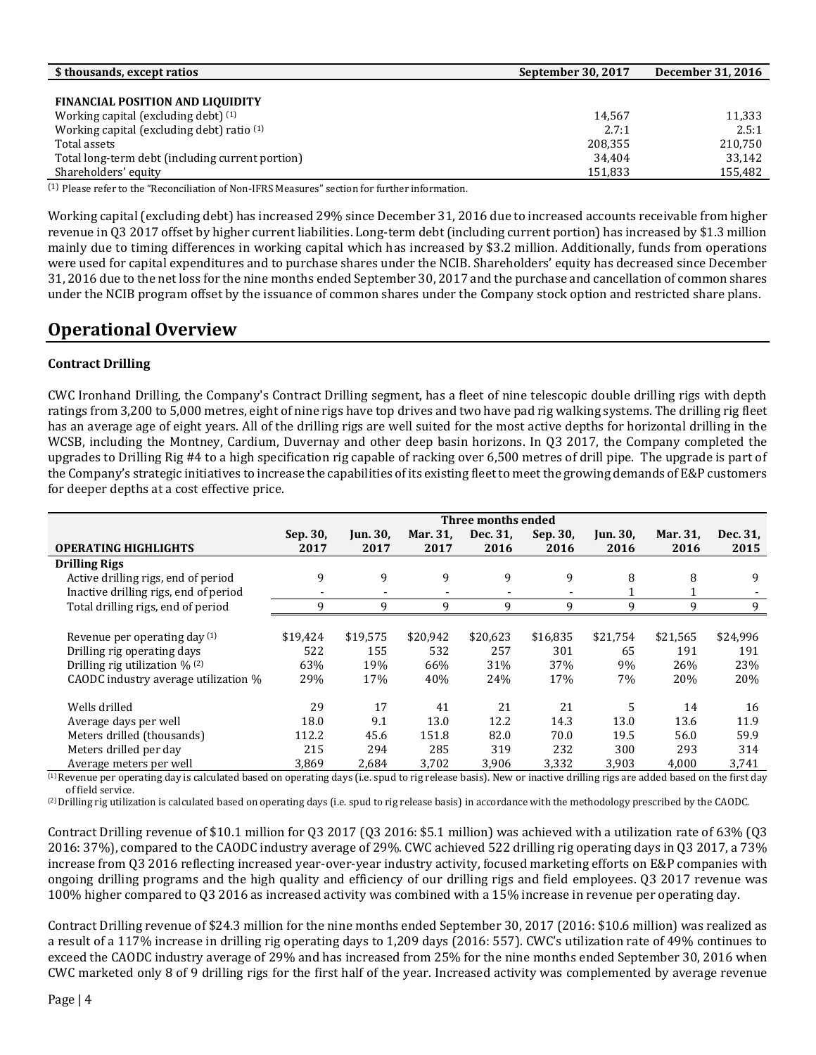| $ thousands, except ratios | September 30, 2017 | December 31, 2016 |
|---|---|---|
| **FINANCIAL POSITION AND LIQUIDITY** | | |
| Working capital (excluding debt) (1) | 14,567 | 11,333 |
| Working capital (excluding debt) ratio (1) | 2.7:1 | 2.5:1 |
| Total assets | 208,355 | 210,750 |
| Total long-term debt (including current portion) | 34,404 | 33,142 |
| Shareholders' equity | 151,833 | 155,482 |

(1) Please refer to the "Reconciliation of Non-IFRS Measures" section for further information.

Working capital (excluding debt) has increased 29% since December 31, 2016 due to increased accounts receivable from higher revenue in Q3 2017 offset by higher current liabilities. Long-term debt (including current portion) has increased by $1.3 million mainly due to timing differences in working capital which has increased by $3.2 million. Additionally, funds from operations were used for capital expenditures and to purchase shares under the NCIB. Shareholders' equity has decreased since December 31, 2016 due to the net loss for the nine months ended September 30, 2017 and the purchase and cancellation of common shares under the NCIB program offset by the issuance of common shares under the Company stock option and restricted share plans.

# Operational Overview

**Contract Drilling**

CWC Ironhand Drilling, the Company's Contract Drilling segment, has a fleet of nine telescopic double drilling rigs with depth ratings from 3,200 to 5,000 metres, eight of nine rigs have top drives and two have pad rig walking systems. The drilling rig fleet has an average age of eight years. All of the drilling rigs are well suited for the most active depths for horizontal drilling in the WCSB, including the Montney, Cardium, Duvernay and other deep basin horizons. In Q3 2017, the Company completed the upgrades to Drilling Rig #4 to a high specification rig capable of racking over 6,500 metres of drill pipe. The upgrade is part of the Company's strategic initiatives to increase the capabilities of its existing fleet to meet the growing demands of E&P customers for deeper depths at a cost effective price.

| | Three months ended | | | | | | | |
|---|---|---|---|---|---|---|---|---|
| **OPERATING HIGHLIGHTS** | **Sep. 30, 2017** | **Jun. 30, 2017** | **Mar. 31, 2017** | **Dec. 31, 2016** | **Sep. 30, 2016** | **Jun. 30, 2016** | **Mar. 31, 2016** | **Dec. 31, 2015** |
| **Drilling Rigs** | | | | | | | | |
| Active drilling rigs, end of period | 9 | 9 | 9 | 9 | 9 | 8 | 8 | 9 |
| Inactive drilling rigs, end of period | - | - | - | - | - | 1 | 1 | - |
| Total drilling rigs, end of period | 9 | 9 | 9 | 9 | 9 | 9 | 9 | 9 |
| Revenue per operating day (1) | $19,424 | $19,575 | $20,942 | $20,623 | $16,835 | $21,754 | $21,565 | $24,996 |
| Drilling rig operating days | 522 | 155 | 532 | 257 | 301 | 65 | 191 | 191 |
| Drilling rig utilization % (2) | 63% | 19% | 66% | 31% | 37% | 9% | 26% | 23% |
| CAODC industry average utilization % | 29% | 17% | 40% | 24% | 17% | 7% | 20% | 20% |
| Wells drilled | 29 | 17 | 41 | 21 | 21 | 5 | 14 | 16 |
| Average days per well | 18.0 | 9.1 | 13.0 | 12.2 | 14.3 | 13.0 | 13.6 | 11.9 |
| Meters drilled (thousands) | 112.2 | 45.6 | 151.8 | 82.0 | 70.0 | 19.5 | 56.0 | 59.9 |
| Meters drilled per day | 215 | 294 | 285 | 319 | 232 | 300 | 293 | 314 |
| Average meters per well | 3,869 | 2,684 | 3,702 | 3,906 | 3,332 | 3,903 | 4,000 | 3,741 |

(1) Revenue per operating day is calculated based on operating days (i.e. spud to rig release basis). New or inactive drilling rigs are added based on the first day of field service.

(2) Drilling rig utilization is calculated based on operating days (i.e. spud to rig release basis) in accordance with the methodology prescribed by the CAODC.

Contract Drilling revenue of $10.1 million for Q3 2017 (Q3 2016: $5.1 million) was achieved with a utilization rate of 63% (Q3 2016: 37%), compared to the CAODC industry average of 29%. CWC achieved 522 drilling rig operating days in Q3 2017, a 73% increase from Q3 2016 reflecting increased year-over-year industry activity, focused marketing efforts on E&P companies with ongoing drilling programs and the high quality and efficiency of our drilling rigs and field employees. Q3 2017 revenue was 100% higher compared to Q3 2016 as increased activity was combined with a 15% increase in revenue per operating day.

Contract Drilling revenue of $24.3 million for the nine months ended September 30, 2017 (2016: $10.6 million) was realized as a result of a 117% increase in drilling rig operating days to 1,209 days (2016: 557). CWC's utilization rate of 49% continues to exceed the CAODC industry average of 29% and has increased from 25% for the nine months ended September 30, 2016 when CWC marketed only 8 of 9 drilling rigs for the first half of the year. Increased activity was complemented by average revenue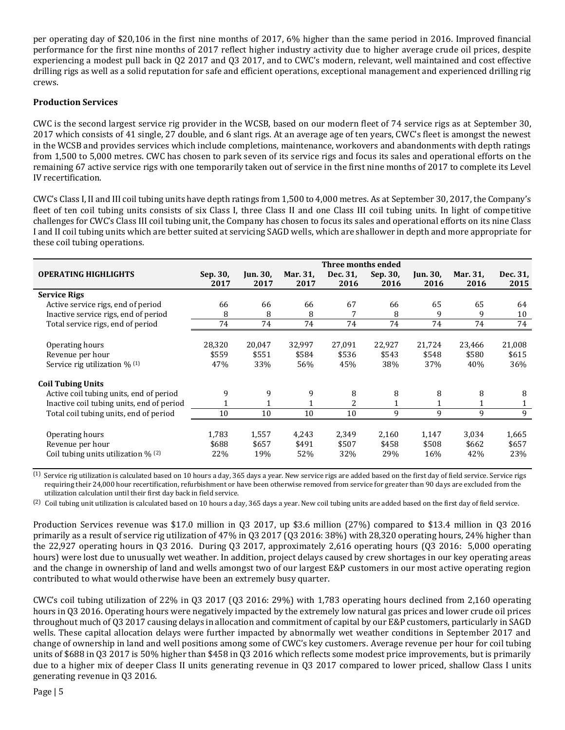per operating day of $20,106 in the first nine months of 2017, 6% higher than the same period in 2016. Improved financial performance for the first nine months of 2017 reflect higher industry activity due to higher average crude oil prices, despite experiencing a modest pull back in Q2 2017 and Q3 2017, and to CWC's modern, relevant, well maintained and cost effective drilling rigs as well as a solid reputation for safe and efficient operations, exceptional management and experienced drilling rig crews.

**Production Services**

CWC is the second largest service rig provider in the WCSB, based on our modern fleet of 74 service rigs as at September 30, 2017 which consists of 41 single, 27 double, and 6 slant rigs. At an average age of ten years, CWC's fleet is amongst the newest in the WCSB and provides services which include completions, maintenance, workovers and abandonments with depth ratings from 1,500 to 5,000 metres. CWC has chosen to park seven of its service rigs and focus its sales and operational efforts on the remaining 67 active service rigs with one temporarily taken out of service in the first nine months of 2017 to complete its Level IV recertification.

CWC's Class I, II and III coil tubing units have depth ratings from 1,500 to 4,000 metres. As at September 30, 2017, the Company's fleet of ten coil tubing units consists of six Class I, three Class II and one Class III coil tubing units. In light of competitive challenges for CWC's Class III coil tubing unit, the Company has chosen to focus its sales and operational efforts on its nine Class I and II coil tubing units which are better suited at servicing SAGD wells, which are shallower in depth and more appropriate for these coil tubing operations.

| | Three months ended | | | | | | | |
|---|---|---|---|---|---|---|---|---|
| **OPERATING HIGHLIGHTS** | **Sep. 30, 2017** | **Jun. 30, 2017** | **Mar. 31, 2017** | **Dec. 31, 2016** | **Sep. 30, 2016** | **Jun. 30, 2016** | **Mar. 31, 2016** | **Dec. 31, 2015** |
| **Service Rigs** | | | | | | | | |
| Active service rigs, end of period | 66 | 66 | 66 | 67 | 66 | 65 | 65 | 64 |
| Inactive service rigs, end of period | 8 | 8 | 8 | 7 | 8 | 9 | 9 | 10 |
| Total service rigs, end of period | 74 | 74 | 74 | 74 | 74 | 74 | 74 | 74 |
| Operating hours | 28,320 | 20,047 | 32,997 | 27,091 | 22,927 | 21,724 | 23,466 | 21,008 |
| Revenue per hour | $559 | $551 | $584 | $536 | $543 | $548 | $580 | $615 |
| Service rig utilization % (1) | 47% | 33% | 56% | 45% | 38% | 37% | 40% | 36% |
| **Coil Tubing Units** | | | | | | | | |
| Active coil tubing units, end of period | 9 | 9 | 9 | 8 | 8 | 8 | 8 | 8 |
| Inactive coil tubing units, end of period | 1 | 1 | 1 | 2 | 1 | 1 | 1 | 1 |
| Total coil tubing units, end of period | 10 | 10 | 10 | 10 | 9 | 9 | 9 | 9 |
| Operating hours | 1,783 | 1,557 | 4,243 | 2,349 | 2,160 | 1,147 | 3,034 | 1,665 |
| Revenue per hour | $688 | $657 | $491 | $507 | $458 | $508 | $662 | $657 |
| Coil tubing units utilization % (2) | 22% | 19% | 52% | 32% | 29% | 16% | 42% | 23% |

(1) Service rig utilization is calculated based on 10 hours a day, 365 days a year. New service rigs are added based on the first day of field service. Service rigs requiring their 24,000 hour recertification, refurbishment or have been otherwise removed from service for greater than 90 days are excluded from the utilization calculation until their first day back in field service.

(2) Coil tubing unit utilization is calculated based on 10 hours a day, 365 days a year. New coil tubing units are added based on the first day of field service.

Production Services revenue was $17.0 million in Q3 2017, up $3.6 million (27%) compared to $13.4 million in Q3 2016 primarily as a result of service rig utilization of 47% in Q3 2017 (Q3 2016: 38%) with 28,320 operating hours, 24% higher than the 22,927 operating hours in Q3 2016. During Q3 2017, approximately 2,616 operating hours (Q3 2016: 5,000 operating hours) were lost due to unusually wet weather. In addition, project delays caused by crew shortages in our key operating areas and the change in ownership of land and wells amongst two of our largest E&P customers in our most active operating region contributed to what would otherwise have been an extremely busy quarter.

CWC's coil tubing utilization of 22% in Q3 2017 (Q3 2016: 29%) with 1,783 operating hours declined from 2,160 operating hours in Q3 2016. Operating hours were negatively impacted by the extremely low natural gas prices and lower crude oil prices throughout much of Q3 2017 causing delays in allocation and commitment of capital by our E&P customers, particularly in SAGD wells. These capital allocation delays were further impacted by abnormally wet weather conditions in September 2017 and change of ownership in land and well positions among some of CWC's key customers. Average revenue per hour for coil tubing units of $688 in Q3 2017 is 50% higher than $458 in Q3 2016 which reflects some modest price improvements, but is primarily due to a higher mix of deeper Class II units generating revenue in Q3 2017 compared to lower priced, shallow Class I units generating revenue in Q3 2016.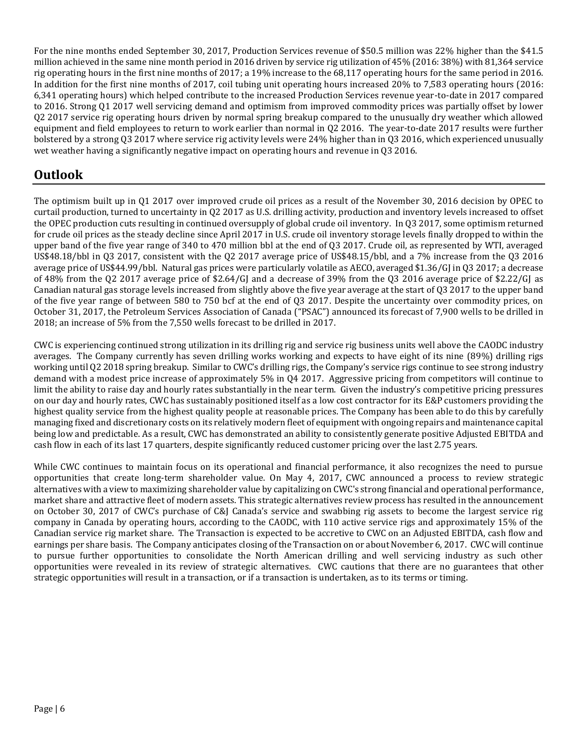For the nine months ended September 30, 2017, Production Services revenue of $50.5 million was 22% higher than the $41.5 million achieved in the same nine month period in 2016 driven by service rig utilization of 45% (2016: 38%) with 81,364 service rig operating hours in the first nine months of 2017; a 19% increase to the 68,117 operating hours for the same period in 2016. In addition for the first nine months of 2017, coil tubing unit operating hours increased 20% to 7,583 operating hours (2016: 6,341 operating hours) which helped contribute to the increased Production Services revenue year-to-date in 2017 compared to 2016. Strong Q1 2017 well servicing demand and optimism from improved commodity prices was partially offset by lower Q2 2017 service rig operating hours driven by normal spring breakup compared to the unusually dry weather which allowed equipment and field employees to return to work earlier than normal in Q2 2016. The year-to-date 2017 results were further bolstered by a strong Q3 2017 where service rig activity levels were 24% higher than in Q3 2016, which experienced unusually wet weather having a significantly negative impact on operating hours and revenue in Q3 2016.

## Outlook

The optimism built up in Q1 2017 over improved crude oil prices as a result of the November 30, 2016 decision by OPEC to curtail production, turned to uncertainty in Q2 2017 as U.S. drilling activity, production and inventory levels increased to offset the OPEC production cuts resulting in continued oversupply of global crude oil inventory. In Q3 2017, some optimism returned for crude oil prices as the steady decline since April 2017 in U.S. crude oil inventory storage levels finally dropped to within the upper band of the five year range of 340 to 470 million bbl at the end of Q3 2017. Crude oil, as represented by WTI, averaged US$48.18/bbl in Q3 2017, consistent with the Q2 2017 average price of US$48.15/bbl, and a 7% increase from the Q3 2016 average price of US$44.99/bbl. Natural gas prices were particularly volatile as AECO, averaged $1.36/GJ in Q3 2017; a decrease of 48% from the Q2 2017 average price of $2.64/GJ and a decrease of 39% from the Q3 2016 average price of $2.22/GJ as Canadian natural gas storage levels increased from slightly above the five year average at the start of Q3 2017 to the upper band of the five year range of between 580 to 750 bcf at the end of Q3 2017. Despite the uncertainty over commodity prices, on October 31, 2017, the Petroleum Services Association of Canada ("PSAC") announced its forecast of 7,900 wells to be drilled in 2018; an increase of 5% from the 7,550 wells forecast to be drilled in 2017.

CWC is experiencing continued strong utilization in its drilling rig and service rig business units well above the CAODC industry averages. The Company currently has seven drilling works working and expects to have eight of its nine (89%) drilling rigs working until Q2 2018 spring breakup. Similar to CWC's drilling rigs, the Company's service rigs continue to see strong industry demand with a modest price increase of approximately 5% in Q4 2017. Aggressive pricing from competitors will continue to limit the ability to raise day and hourly rates substantially in the near term. Given the industry's competitive pricing pressures on our day and hourly rates, CWC has sustainably positioned itself as a low cost contractor for its E&P customers providing the highest quality service from the highest quality people at reasonable prices. The Company has been able to do this by carefully managing fixed and discretionary costs on its relatively modern fleet of equipment with ongoing repairs and maintenance capital being low and predictable. As a result, CWC has demonstrated an ability to consistently generate positive Adjusted EBITDA and cash flow in each of its last 17 quarters, despite significantly reduced customer pricing over the last 2.75 years.

While CWC continues to maintain focus on its operational and financial performance, it also recognizes the need to pursue opportunities that create long-term shareholder value. On May 4, 2017, CWC announced a process to review strategic alternatives with a view to maximizing shareholder value by capitalizing on CWC's strong financial and operational performance, market share and attractive fleet of modern assets. This strategic alternatives review process has resulted in the announcement on October 30, 2017 of CWC's purchase of C&J Canada's service and swabbing rig assets to become the largest service rig company in Canada by operating hours, according to the CAODC, with 110 active service rigs and approximately 15% of the Canadian service rig market share. The Transaction is expected to be accretive to CWC on an Adjusted EBITDA, cash flow and earnings per share basis. The Company anticipates closing of the Transaction on or about November 6, 2017. CWC will continue to pursue further opportunities to consolidate the North American drilling and well servicing industry as such other opportunities were revealed in its review of strategic alternatives. CWC cautions that there are no guarantees that other strategic opportunities will result in a transaction, or if a transaction is undertaken, as to its terms or timing.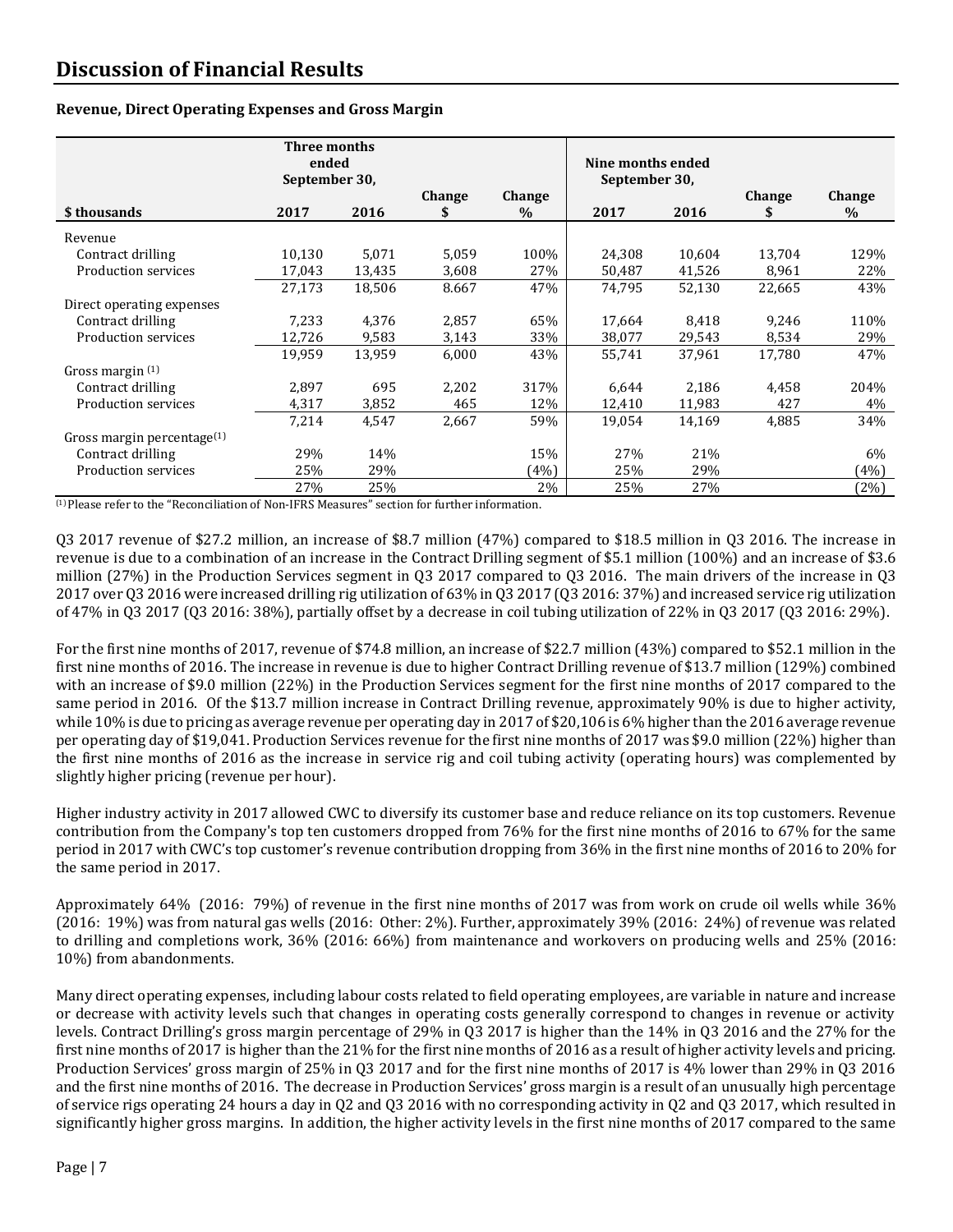# Discussion of Financial Results

**Revenue, Direct Operating Expenses and Gross Margin**

| $ thousands | Three months ended September 30, 2017 | 2016 | Change $ | Change % | Nine months ended September 30, 2017 | 2016 | Change $ | Change % |
|---|---|---|---|---|---|---|---|---|
| Revenue | | | | | | | | |
| Contract drilling | 10,130 | 5,071 | 5,059 | 100% | 24,308 | 10,604 | 13,704 | 129% |
| Production services | 17,043 | 13,435 | 3,608 | 27% | 50,487 | 41,526 | 8,961 | 22% |
| | 27,173 | 18,506 | 8.667 | 47% | 74,795 | 52,130 | 22,665 | 43% |
| Direct operating expenses | | | | | | | | |
| Contract drilling | 7,233 | 4,376 | 2,857 | 65% | 17,664 | 8,418 | 9,246 | 110% |
| Production services | 12,726 | 9,583 | 3,143 | 33% | 38,077 | 29,543 | 8,534 | 29% |
| | 19,959 | 13,959 | 6,000 | 43% | 55,741 | 37,961 | 17,780 | 47% |
| Gross margin (1) | | | | | | | | |
| Contract drilling | 2,897 | 695 | 2,202 | 317% | 6,644 | 2,186 | 4,458 | 204% |
| Production services | 4,317 | 3,852 | 465 | 12% | 12,410 | 11,983 | 427 | 4% |
| | 7,214 | 4,547 | 2,667 | 59% | 19,054 | 14,169 | 4,885 | 34% |
| Gross margin percentage(1) | | | | | | | | |
| Contract drilling | 29% | 14% | | 15% | 27% | 21% | | 6% |
| Production services | 25% | 29% | | (4%) | 25% | 29% | | (4%) |
| | 27% | 25% | | 2% | 25% | 27% | | (2%) |

(1) Please refer to the "Reconciliation of Non-IFRS Measures" section for further information.

Q3 2017 revenue of $27.2 million, an increase of $8.7 million (47%) compared to $18.5 million in Q3 2016. The increase in revenue is due to a combination of an increase in the Contract Drilling segment of $5.1 million (100%) and an increase of $3.6 million (27%) in the Production Services segment in Q3 2017 compared to Q3 2016. The main drivers of the increase in Q3 2017 over Q3 2016 were increased drilling rig utilization of 63% in Q3 2017 (Q3 2016: 37%) and increased service rig utilization of 47% in Q3 2017 (Q3 2016: 38%), partially offset by a decrease in coil tubing utilization of 22% in Q3 2017 (Q3 2016: 29%).

For the first nine months of 2017, revenue of $74.8 million, an increase of $22.7 million (43%) compared to $52.1 million in the first nine months of 2016. The increase in revenue is due to higher Contract Drilling revenue of $13.7 million (129%) combined with an increase of $9.0 million (22%) in the Production Services segment for the first nine months of 2017 compared to the same period in 2016. Of the $13.7 million increase in Contract Drilling revenue, approximately 90% is due to higher activity, while 10% is due to pricing as average revenue per operating day in 2017 of $20,106 is 6% higher than the 2016 average revenue per operating day of $19,041. Production Services revenue for the first nine months of 2017 was $9.0 million (22%) higher than the first nine months of 2016 as the increase in service rig and coil tubing activity (operating hours) was complemented by slightly higher pricing (revenue per hour).

Higher industry activity in 2017 allowed CWC to diversify its customer base and reduce reliance on its top customers. Revenue contribution from the Company's top ten customers dropped from 76% for the first nine months of 2016 to 67% for the same period in 2017 with CWC's top customer's revenue contribution dropping from 36% in the first nine months of 2016 to 20% for the same period in 2017.

Approximately 64% (2016: 79%) of revenue in the first nine months of 2017 was from work on crude oil wells while 36% (2016: 19%) was from natural gas wells (2016: Other: 2%). Further, approximately 39% (2016: 24%) of revenue was related to drilling and completions work, 36% (2016: 66%) from maintenance and workovers on producing wells and 25% (2016: 10%) from abandonments.

Many direct operating expenses, including labour costs related to field operating employees, are variable in nature and increase or decrease with activity levels such that changes in operating costs generally correspond to changes in revenue or activity levels. Contract Drilling's gross margin percentage of 29% in Q3 2017 is higher than the 14% in Q3 2016 and the 27% for the first nine months of 2017 is higher than the 21% for the first nine months of 2016 as a result of higher activity levels and pricing. Production Services' gross margin of 25% in Q3 2017 and for the first nine months of 2017 is 4% lower than 29% in Q3 2016 and the first nine months of 2016. The decrease in Production Services' gross margin is a result of an unusually high percentage of service rigs operating 24 hours a day in Q2 and Q3 2016 with no corresponding activity in Q2 and Q3 2017, which resulted in significantly higher gross margins. In addition, the higher activity levels in the first nine months of 2017 compared to the same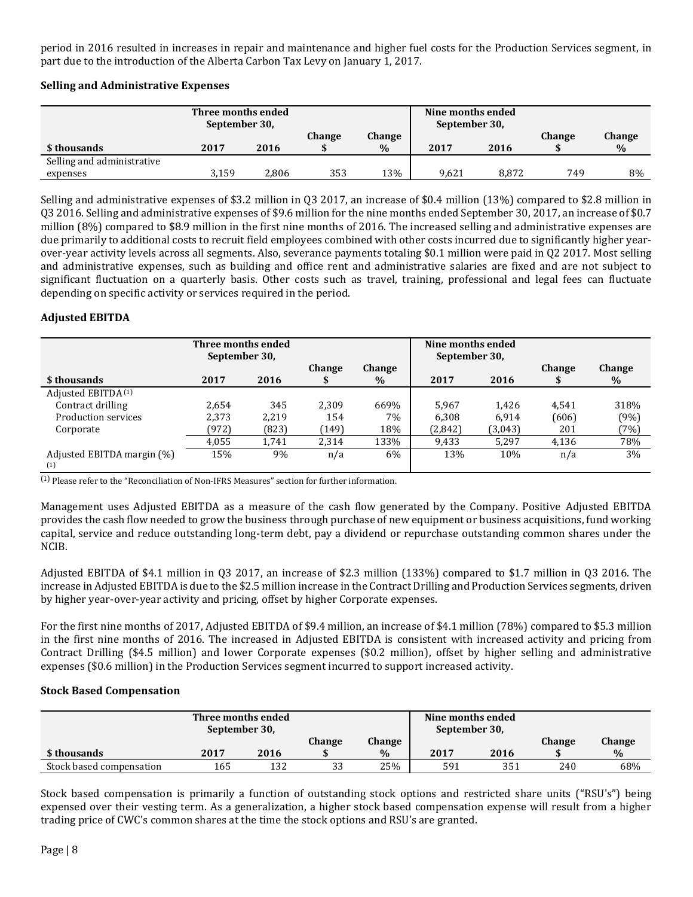period in 2016 resulted in increases in repair and maintenance and higher fuel costs for the Production Services segment, in part due to the introduction of the Alberta Carbon Tax Levy on January 1, 2017.

### Selling and Administrative Expenses

| | Three months ended September 30, | | | | Nine months ended September 30, | | | |
|---|---|---|---|---|---|---|---|---|
| $ thousands | 2017 | 2016 | Change $ | Change % | 2017 | 2016 | Change $ | Change % |
| Selling and administrative expenses | 3,159 | 2,806 | 353 | 13% | 9,621 | 8,872 | 749 | 8% |

Selling and administrative expenses of $3.2 million in Q3 2017, an increase of $0.4 million (13%) compared to $2.8 million in Q3 2016. Selling and administrative expenses of $9.6 million for the nine months ended September 30, 2017, an increase of $0.7 million (8%) compared to $8.9 million in the first nine months of 2016. The increased selling and administrative expenses are due primarily to additional costs to recruit field employees combined with other costs incurred due to significantly higher year-over-year activity levels across all segments. Also, severance payments totaling $0.1 million were paid in Q2 2017. Most selling and administrative expenses, such as building and office rent and administrative salaries are fixed and are not subject to significant fluctuation on a quarterly basis. Other costs such as travel, training, professional and legal fees can fluctuate depending on specific activity or services required in the period.

### Adjusted EBITDA

| | Three months ended September 30, | | | | Nine months ended September 30, | | | |
|---|---|---|---|---|---|---|---|---|
| $ thousands | 2017 | 2016 | Change $ | Change % | 2017 | 2016 | Change $ | Change % |
| Adjusted EBITDA[(1)] | | | | | | | | |
| Contract drilling | 2,654 | 345 | 2,309 | 669% | 5,967 | 1,426 | 4,541 | 318% |
| Production services | 2,373 | 2,219 | 154 | 7% | 6,308 | 6,914 | (606) | (9%) |
| Corporate | (972) | (823) | (149) | 18% | (2,842) | (3,043) | 201 | (7%) |
| | 4,055 | 1,741 | 2,314 | 133% | 9,433 | 5,297 | 4,136 | 78% |
| Adjusted EBITDA margin (%) [(1)] | 15% | 9% | n/a | 6% | 13% | 10% | n/a | 3% |

(1) Please refer to the "Reconciliation of Non-IFRS Measures" section for further information.

Management uses Adjusted EBITDA as a measure of the cash flow generated by the Company. Positive Adjusted EBITDA provides the cash flow needed to grow the business through purchase of new equipment or business acquisitions, fund working capital, service and reduce outstanding long-term debt, pay a dividend or repurchase outstanding common shares under the NCIB.

Adjusted EBITDA of $4.1 million in Q3 2017, an increase of $2.3 million (133%) compared to $1.7 million in Q3 2016. The increase in Adjusted EBITDA is due to the $2.5 million increase in the Contract Drilling and Production Services segments, driven by higher year-over-year activity and pricing, offset by higher Corporate expenses.

For the first nine months of 2017, Adjusted EBITDA of $9.4 million, an increase of $4.1 million (78%) compared to $5.3 million in the first nine months of 2016. The increased in Adjusted EBITDA is consistent with increased activity and pricing from Contract Drilling ($4.5 million) and lower Corporate expenses ($0.2 million), offset by higher selling and administrative expenses ($0.6 million) in the Production Services segment incurred to support increased activity.

### Stock Based Compensation

| | Three months ended September 30, | | | | Nine months ended September 30, | | | |
|---|---|---|---|---|---|---|---|---|
| $ thousands | 2017 | 2016 | Change $ | Change % | 2017 | 2016 | Change $ | Change % |
| Stock based compensation | 165 | 132 | 33 | 25% | 591 | 351 | 240 | 68% |

Stock based compensation is primarily a function of outstanding stock options and restricted share units ("RSU's") being expensed over their vesting term. As a generalization, a higher stock based compensation expense will result from a higher trading price of CWC's common shares at the time the stock options and RSU's are granted.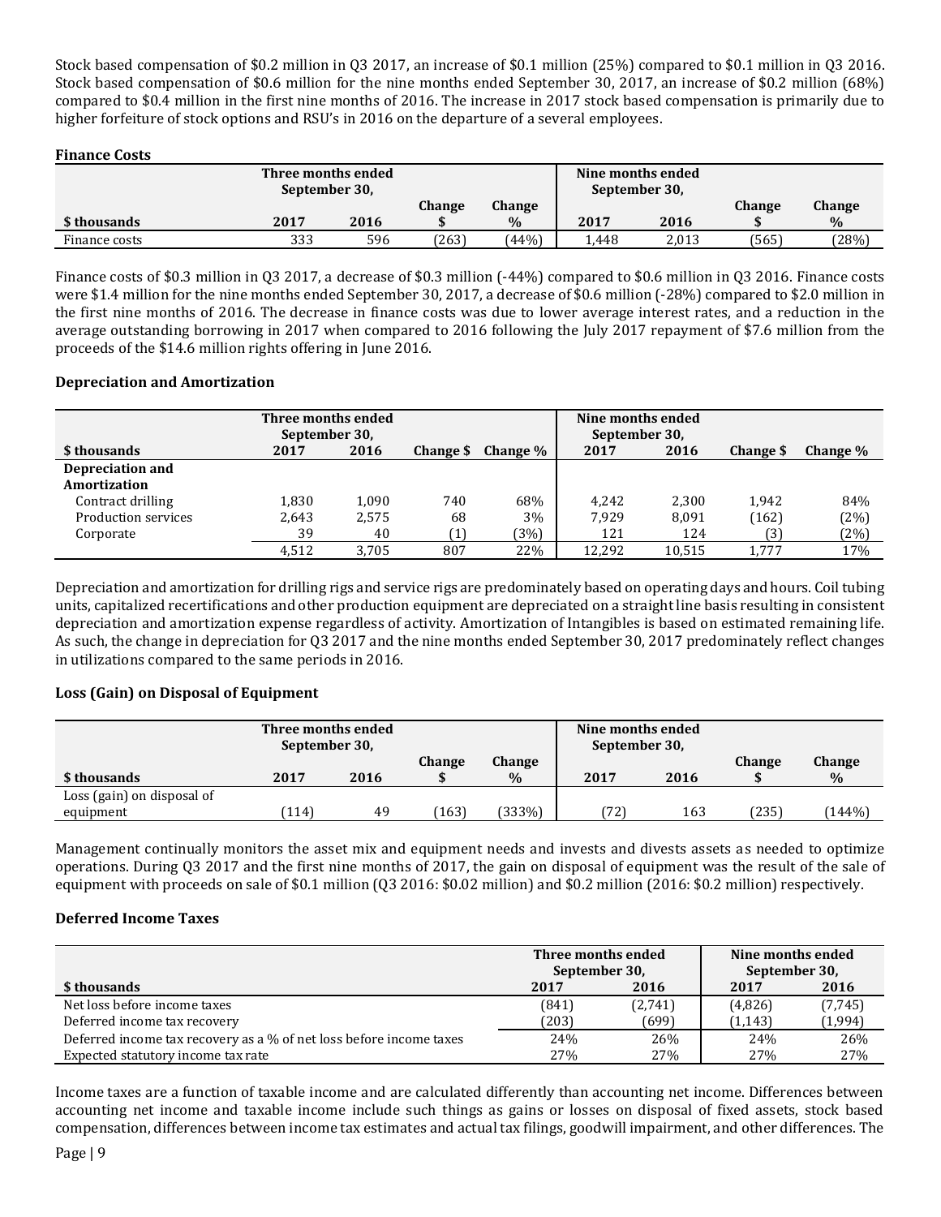Stock based compensation of $0.2 million in Q3 2017, an increase of $0.1 million (25%) compared to $0.1 million in Q3 2016. Stock based compensation of $0.6 million for the nine months ended September 30, 2017, an increase of $0.2 million (68%) compared to $0.4 million in the first nine months of 2016. The increase in 2017 stock based compensation is primarily due to higher forfeiture of stock options and RSU's in 2016 on the departure of a several employees.

**Finance Costs**

| | Three months ended September 30, | | | | Nine months ended September 30, | | | |
|---|---|---|---|---|---|---|---|---|
| **$ thousands** | **2017** | **2016** | **Change $** | **Change %** | **2017** | **2016** | **Change $** | **Change %** |
| Finance costs | 333 | 596 | (263) | (44%) | 1,448 | 2,013 | (565) | (28%) |

Finance costs of $0.3 million in Q3 2017, a decrease of $0.3 million (-44%) compared to $0.6 million in Q3 2016. Finance costs were $1.4 million for the nine months ended September 30, 2017, a decrease of $0.6 million (-28%) compared to $2.0 million in the first nine months of 2016. The decrease in finance costs was due to lower average interest rates, and a reduction in the average outstanding borrowing in 2017 when compared to 2016 following the July 2017 repayment of $7.6 million from the proceeds of the $14.6 million rights offering in June 2016.

**Depreciation and Amortization**

| | Three months ended September 30, | | | | Nine months ended September 30, | | | |
|---|---|---|---|---|---|---|---|---|
| **$ thousands** | **2017** | **2016** | **Change $** | **Change %** | **2017** | **2016** | **Change $** | **Change %** |
| **Depreciation and Amortization** | | | | | | | | |
| Contract drilling | 1,830 | 1,090 | 740 | 68% | 4,242 | 2,300 | 1,942 | 84% |
| Production services | 2,643 | 2,575 | 68 | 3% | 7,929 | 8,091 | (162) | (2%) |
| Corporate | 39 | 40 | (1) | (3%) | 121 | 124 | (3) | (2%) |
| | 4,512 | 3,705 | 807 | 22% | 12,292 | 10,515 | 1,777 | 17% |

Depreciation and amortization for drilling rigs and service rigs are predominately based on operating days and hours. Coil tubing units, capitalized recertifications and other production equipment are depreciated on a straight line basis resulting in consistent depreciation and amortization expense regardless of activity. Amortization of Intangibles is based on estimated remaining life. As such, the change in depreciation for Q3 2017 and the nine months ended September 30, 2017 predominately reflect changes in utilizations compared to the same periods in 2016.

**Loss (Gain) on Disposal of Equipment**

| | Three months ended September 30, | | | | Nine months ended September 30, | | | |
|---|---|---|---|---|---|---|---|---|
| **$ thousands** | **2017** | **2016** | **Change $** | **Change %** | **2017** | **2016** | **Change $** | **Change %** |
| Loss (gain) on disposal of equipment | (114) | 49 | (163) | (333%) | (72) | 163 | (235) | (144%) |

Management continually monitors the asset mix and equipment needs and invests and divests assets as needed to optimize operations. During Q3 2017 and the first nine months of 2017, the gain on disposal of equipment was the result of the sale of equipment with proceeds on sale of $0.1 million (Q3 2016: $0.02 million) and $0.2 million (2016: $0.2 million) respectively.

**Deferred Income Taxes**

| | Three months ended September 30, | | Nine months ended September 30, | |
|---|---|---|---|---|
| **$ thousands** | **2017** | **2016** | **2017** | **2016** |
| Net loss before income taxes | (841) | (2,741) | (4,826) | (7,745) |
| Deferred income tax recovery | (203) | (699) | (1,143) | (1,994) |
| Deferred income tax recovery as a % of net loss before income taxes | 24% | 26% | 24% | 26% |
| Expected statutory income tax rate | 27% | 27% | 27% | 27% |

Income taxes are a function of taxable income and are calculated differently than accounting net income. Differences between accounting net income and taxable income include such things as gains or losses on disposal of fixed assets, stock based compensation, differences between income tax estimates and actual tax filings, goodwill impairment, and other differences. The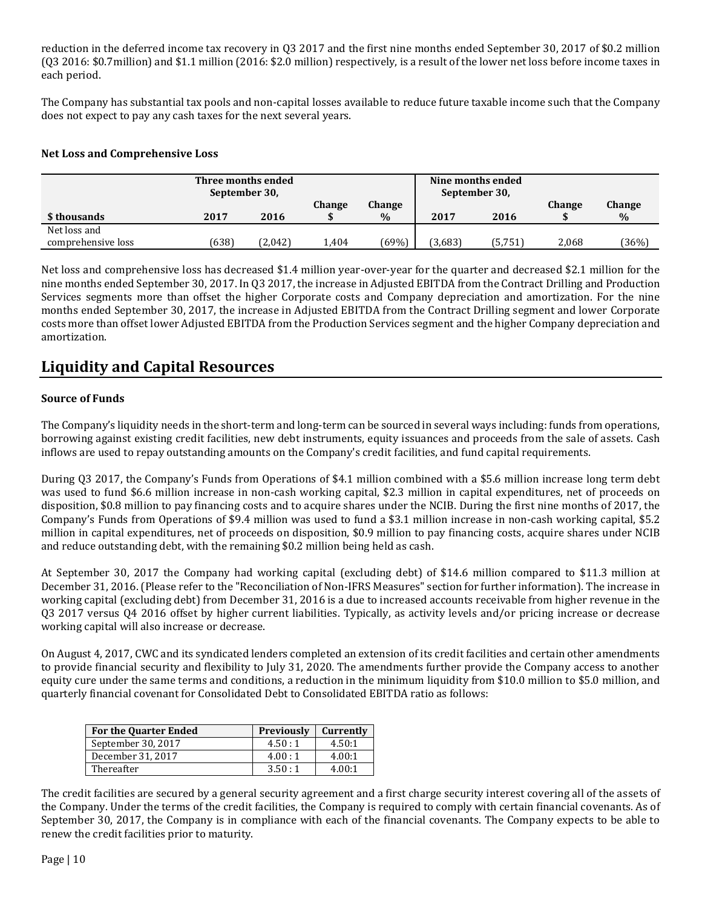reduction in the deferred income tax recovery in Q3 2017 and the first nine months ended September 30, 2017 of $0.2 million (Q3 2016: $0.7million) and $1.1 million (2016: $2.0 million) respectively, is a result of the lower net loss before income taxes in each period.

The Company has substantial tax pools and non-capital losses available to reduce future taxable income such that the Company does not expect to pay any cash taxes for the next several years.

**Net Loss and Comprehensive Loss**

| | Three months ended September 30, | | | | Nine months ended September 30, | | | |
|---|---|---|---|---|---|---|---|---|
| **$ thousands** | **2017** | **2016** | **Change $** | **Change %** | **2017** | **2016** | **Change $** | **Change %** |
| Net loss and comprehensive loss | (638) | (2,042) | 1,404 | (69%) | (3,683) | (5,751) | 2,068 | (36%) |

Net loss and comprehensive loss has decreased $1.4 million year-over-year for the quarter and decreased $2.1 million for the nine months ended September 30, 2017. In Q3 2017, the increase in Adjusted EBITDA from the Contract Drilling and Production Services segments more than offset the higher Corporate costs and Company depreciation and amortization. For the nine months ended September 30, 2017, the increase in Adjusted EBITDA from the Contract Drilling segment and lower Corporate costs more than offset lower Adjusted EBITDA from the Production Services segment and the higher Company depreciation and amortization.

# Liquidity and Capital Resources

**Source of Funds**

The Company's liquidity needs in the short-term and long-term can be sourced in several ways including: funds from operations, borrowing against existing credit facilities, new debt instruments, equity issuances and proceeds from the sale of assets. Cash inflows are used to repay outstanding amounts on the Company's credit facilities, and fund capital requirements.

During Q3 2017, the Company's Funds from Operations of $4.1 million combined with a $5.6 million increase long term debt was used to fund $6.6 million increase in non-cash working capital, $2.3 million in capital expenditures, net of proceeds on disposition, $0.8 million to pay financing costs and to acquire shares under the NCIB. During the first nine months of 2017, the Company's Funds from Operations of $9.4 million was used to fund a $3.1 million increase in non-cash working capital, $5.2 million in capital expenditures, net of proceeds on disposition, $0.9 million to pay financing costs, acquire shares under NCIB and reduce outstanding debt, with the remaining $0.2 million being held as cash.

At September 30, 2017 the Company had working capital (excluding debt) of $14.6 million compared to $11.3 million at December 31, 2016. (Please refer to the "Reconciliation of Non-IFRS Measures" section for further information). The increase in working capital (excluding debt) from December 31, 2016 is a due to increased accounts receivable from higher revenue in the Q3 2017 versus Q4 2016 offset by higher current liabilities. Typically, as activity levels and/or pricing increase or decrease working capital will also increase or decrease.

On August 4, 2017, CWC and its syndicated lenders completed an extension of its credit facilities and certain other amendments to provide financial security and flexibility to July 31, 2020. The amendments further provide the Company access to another equity cure under the same terms and conditions, a reduction in the minimum liquidity from $10.0 million to $5.0 million, and quarterly financial covenant for Consolidated Debt to Consolidated EBITDA ratio as follows:

| For the Quarter Ended | Previously | Currently |
|---|---|---|
| September 30, 2017 | 4.50 : 1 | 4.50:1 |
| December 31, 2017 | 4.00 : 1 | 4.00:1 |
| Thereafter | 3.50 : 1 | 4.00:1 |

The credit facilities are secured by a general security agreement and a first charge security interest covering all of the assets of the Company. Under the terms of the credit facilities, the Company is required to comply with certain financial covenants. As of September 30, 2017, the Company is in compliance with each of the financial covenants. The Company expects to be able to renew the credit facilities prior to maturity.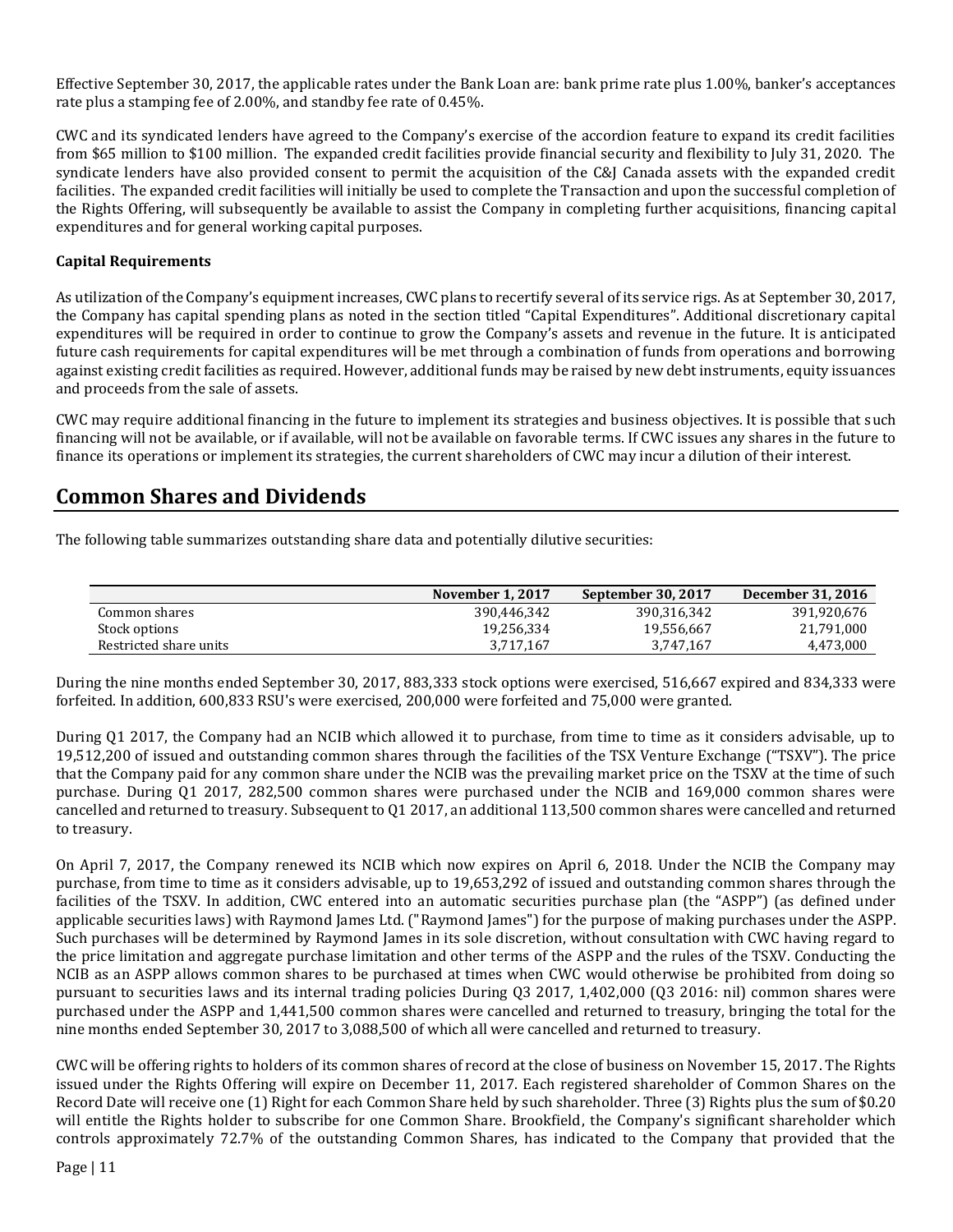Effective September 30, 2017, the applicable rates under the Bank Loan are: bank prime rate plus 1.00%, banker's acceptances rate plus a stamping fee of 2.00%, and standby fee rate of 0.45%.

CWC and its syndicated lenders have agreed to the Company's exercise of the accordion feature to expand its credit facilities from $65 million to $100 million. The expanded credit facilities provide financial security and flexibility to July 31, 2020. The syndicate lenders have also provided consent to permit the acquisition of the C&J Canada assets with the expanded credit facilities. The expanded credit facilities will initially be used to complete the Transaction and upon the successful completion of the Rights Offering, will subsequently be available to assist the Company in completing further acquisitions, financing capital expenditures and for general working capital purposes.

**Capital Requirements**

As utilization of the Company's equipment increases, CWC plans to recertify several of its service rigs. As at September 30, 2017, the Company has capital spending plans as noted in the section titled "Capital Expenditures". Additional discretionary capital expenditures will be required in order to continue to grow the Company's assets and revenue in the future. It is anticipated future cash requirements for capital expenditures will be met through a combination of funds from operations and borrowing against existing credit facilities as required. However, additional funds may be raised by new debt instruments, equity issuances and proceeds from the sale of assets.

CWC may require additional financing in the future to implement its strategies and business objectives. It is possible that such financing will not be available, or if available, will not be available on favorable terms. If CWC issues any shares in the future to finance its operations or implement its strategies, the current shareholders of CWC may incur a dilution of their interest.

## Common Shares and Dividends

The following table summarizes outstanding share data and potentially dilutive securities:

| | November 1, 2017 | September 30, 2017 | December 31, 2016 |
|---|---|---|---|
| Common shares | 390,446,342 | 390,316,342 | 391,920,676 |
| Stock options | 19,256,334 | 19,556,667 | 21,791,000 |
| Restricted share units | 3,717,167 | 3,747,167 | 4,473,000 |

During the nine months ended September 30, 2017, 883,333 stock options were exercised, 516,667 expired and 834,333 were forfeited. In addition, 600,833 RSU's were exercised, 200,000 were forfeited and 75,000 were granted.

During Q1 2017, the Company had an NCIB which allowed it to purchase, from time to time as it considers advisable, up to 19,512,200 of issued and outstanding common shares through the facilities of the TSX Venture Exchange ("TSXV"). The price that the Company paid for any common share under the NCIB was the prevailing market price on the TSXV at the time of such purchase. During Q1 2017, 282,500 common shares were purchased under the NCIB and 169,000 common shares were cancelled and returned to treasury. Subsequent to Q1 2017, an additional 113,500 common shares were cancelled and returned to treasury.

On April 7, 2017, the Company renewed its NCIB which now expires on April 6, 2018. Under the NCIB the Company may purchase, from time to time as it considers advisable, up to 19,653,292 of issued and outstanding common shares through the facilities of the TSXV. In addition, CWC entered into an automatic securities purchase plan (the "ASPP") (as defined under applicable securities laws) with Raymond James Ltd. ("Raymond James") for the purpose of making purchases under the ASPP. Such purchases will be determined by Raymond James in its sole discretion, without consultation with CWC having regard to the price limitation and aggregate purchase limitation and other terms of the ASPP and the rules of the TSXV. Conducting the NCIB as an ASPP allows common shares to be purchased at times when CWC would otherwise be prohibited from doing so pursuant to securities laws and its internal trading policies During Q3 2017, 1,402,000 (Q3 2016: nil) common shares were purchased under the ASPP and 1,441,500 common shares were cancelled and returned to treasury, bringing the total for the nine months ended September 30, 2017 to 3,088,500 of which all were cancelled and returned to treasury.

CWC will be offering rights to holders of its common shares of record at the close of business on November 15, 2017. The Rights issued under the Rights Offering will expire on December 11, 2017. Each registered shareholder of Common Shares on the Record Date will receive one (1) Right for each Common Share held by such shareholder. Three (3) Rights plus the sum of $0.20 will entitle the Rights holder to subscribe for one Common Share. Brookfield, the Company's significant shareholder which controls approximately 72.7% of the outstanding Common Shares, has indicated to the Company that provided that the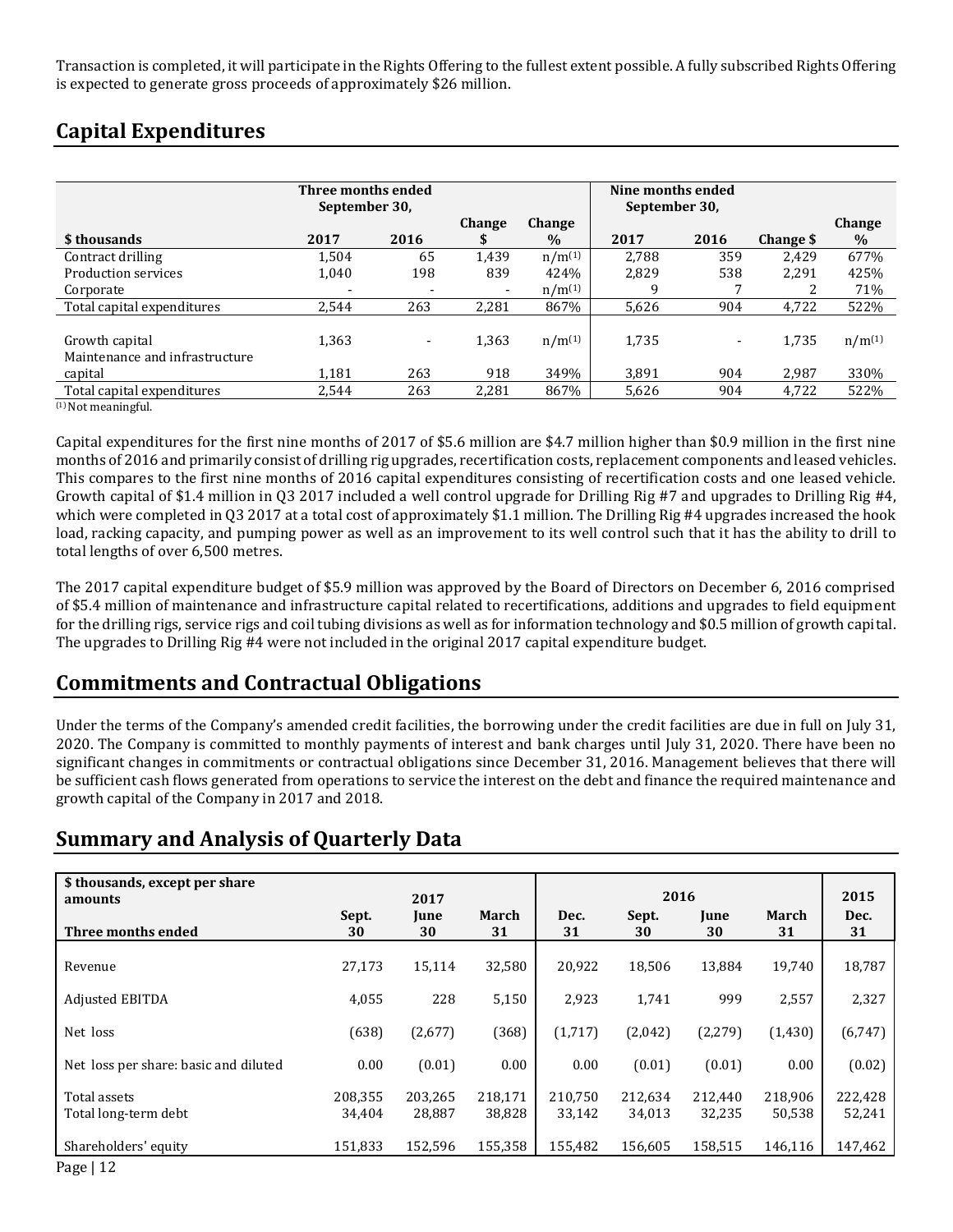Transaction is completed, it will participate in the Rights Offering to the fullest extent possible. A fully subscribed Rights Offering is expected to generate gross proceeds of approximately $26 million.

## Capital Expenditures

| $ thousands | Three months ended September 30, 2017 | 2016 | Change $ | Change % | Nine months ended September 30, 2017 | 2016 | Change $ | Change % |
|---|---|---|---|---|---|---|---|---|
| Contract drilling | 1,504 | 65 | 1,439 | n/m[(1)] | 2,788 | 359 | 2,429 | 677% |
| Production services | 1,040 | 198 | 839 | 424% | 2,829 | 538 | 2,291 | 425% |
| Corporate | - | - | - | n/m[(1)] | 9 | 7 | 2 | 71% |
| Total capital expenditures | 2,544 | 263 | 2,281 | 867% | 5,626 | 904 | 4,722 | 522% |
| | | | | | | | | |
| Growth capital | 1,363 | - | 1,363 | n/m[(1)] | 1,735 | - | 1,735 | n/m[(1)] |
| Maintenance and infrastructure capital | 1,181 | 263 | 918 | 349% | 3,891 | 904 | 2,987 | 330% |
| Total capital expenditures | 2,544 | 263 | 2,281 | 867% | 5,626 | 904 | 4,722 | 522% |

(1) Not meaningful.

Capital expenditures for the first nine months of 2017 of $5.6 million are $4.7 million higher than $0.9 million in the first nine months of 2016 and primarily consist of drilling rig upgrades, recertification costs, replacement components and leased vehicles. This compares to the first nine months of 2016 capital expenditures consisting of recertification costs and one leased vehicle. Growth capital of $1.4 million in Q3 2017 included a well control upgrade for Drilling Rig #7 and upgrades to Drilling Rig #4, which were completed in Q3 2017 at a total cost of approximately $1.1 million. The Drilling Rig #4 upgrades increased the hook load, racking capacity, and pumping power as well as an improvement to its well control such that it has the ability to drill to total lengths of over 6,500 metres.

The 2017 capital expenditure budget of $5.9 million was approved by the Board of Directors on December 6, 2016 comprised of $5.4 million of maintenance and infrastructure capital related to recertifications, additions and upgrades to field equipment for the drilling rigs, service rigs and coil tubing divisions as well as for information technology and $0.5 million of growth capital. The upgrades to Drilling Rig #4 were not included in the original 2017 capital expenditure budget.

## Commitments and Contractual Obligations

Under the terms of the Company's amended credit facilities, the borrowing under the credit facilities are due in full on July 31, 2020. The Company is committed to monthly payments of interest and bank charges until July 31, 2020. There have been no significant changes in commitments or contractual obligations since December 31, 2016. Management believes that there will be sufficient cash flows generated from operations to service the interest on the debt and finance the required maintenance and growth capital of the Company in 2017 and 2018.

## Summary and Analysis of Quarterly Data

| $ thousands, except per share amounts | 2017 | | | 2016 | | | | 2015 |
|---|---|---|---|---|---|---|---|---|
| Three months ended | Sept. 30 | June 30 | March 31 | Dec. 31 | Sept. 30 | June 30 | March 31 | Dec. 31 |
| Revenue | 27,173 | 15,114 | 32,580 | 20,922 | 18,506 | 13,884 | 19,740 | 18,787 |
| Adjusted EBITDA | 4,055 | 228 | 5,150 | 2,923 | 1,741 | 999 | 2,557 | 2,327 |
| Net loss | (638) | (2,677) | (368) | (1,717) | (2,042) | (2,279) | (1,430) | (6,747) |
| Net loss per share: basic and diluted | 0.00 | (0.01) | 0.00 | 0.00 | (0.01) | (0.01) | 0.00 | (0.02) |
| Total assets | 208,355 | 203,265 | 218,171 | 210,750 | 212,634 | 212,440 | 218,906 | 222,428 |
| Total long-term debt | 34,404 | 28,887 | 38,828 | 33,142 | 34,013 | 32,235 | 50,538 | 52,241 |
| Shareholders' equity | 151,833 | 152,596 | 155,358 | 155,482 | 156,605 | 158,515 | 146,116 | 147,462 |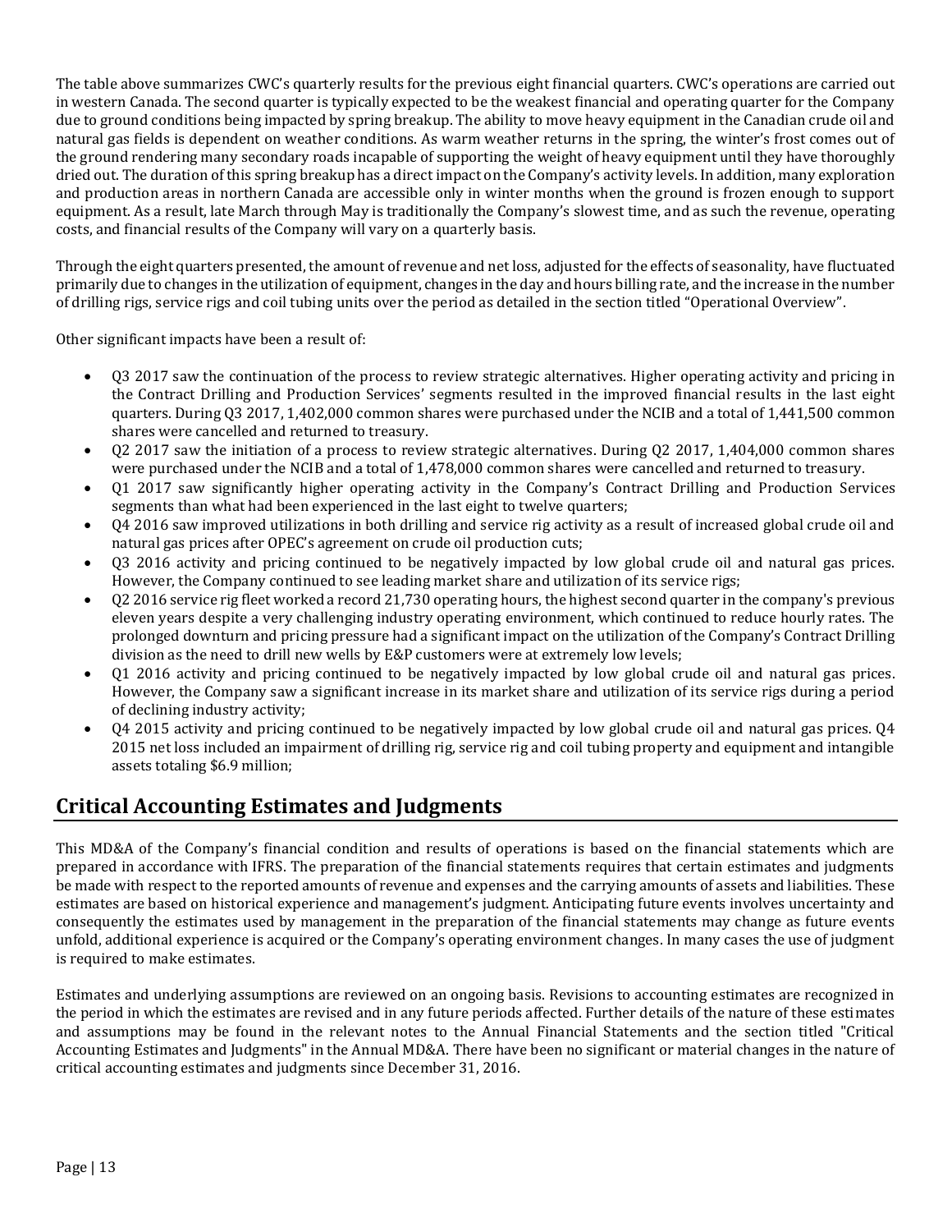The table above summarizes CWC's quarterly results for the previous eight financial quarters. CWC's operations are carried out in western Canada. The second quarter is typically expected to be the weakest financial and operating quarter for the Company due to ground conditions being impacted by spring breakup. The ability to move heavy equipment in the Canadian crude oil and natural gas fields is dependent on weather conditions. As warm weather returns in the spring, the winter's frost comes out of the ground rendering many secondary roads incapable of supporting the weight of heavy equipment until they have thoroughly dried out. The duration of this spring breakup has a direct impact on the Company's activity levels. In addition, many exploration and production areas in northern Canada are accessible only in winter months when the ground is frozen enough to support equipment. As a result, late March through May is traditionally the Company's slowest time, and as such the revenue, operating costs, and financial results of the Company will vary on a quarterly basis.

Through the eight quarters presented, the amount of revenue and net loss, adjusted for the effects of seasonality, have fluctuated primarily due to changes in the utilization of equipment, changes in the day and hours billing rate, and the increase in the number of drilling rigs, service rigs and coil tubing units over the period as detailed in the section titled "Operational Overview".

Other significant impacts have been a result of:

- Q3 2017 saw the continuation of the process to review strategic alternatives. Higher operating activity and pricing in the Contract Drilling and Production Services' segments resulted in the improved financial results in the last eight quarters. During Q3 2017, 1,402,000 common shares were purchased under the NCIB and a total of 1,441,500 common shares were cancelled and returned to treasury.
- Q2 2017 saw the initiation of a process to review strategic alternatives. During Q2 2017, 1,404,000 common shares were purchased under the NCIB and a total of 1,478,000 common shares were cancelled and returned to treasury.
- Q1 2017 saw significantly higher operating activity in the Company's Contract Drilling and Production Services segments than what had been experienced in the last eight to twelve quarters;
- Q4 2016 saw improved utilizations in both drilling and service rig activity as a result of increased global crude oil and natural gas prices after OPEC's agreement on crude oil production cuts;
- Q3 2016 activity and pricing continued to be negatively impacted by low global crude oil and natural gas prices. However, the Company continued to see leading market share and utilization of its service rigs;
- Q2 2016 service rig fleet worked a record 21,730 operating hours, the highest second quarter in the company's previous eleven years despite a very challenging industry operating environment, which continued to reduce hourly rates. The prolonged downturn and pricing pressure had a significant impact on the utilization of the Company's Contract Drilling division as the need to drill new wells by E&P customers were at extremely low levels;
- Q1 2016 activity and pricing continued to be negatively impacted by low global crude oil and natural gas prices. However, the Company saw a significant increase in its market share and utilization of its service rigs during a period of declining industry activity;
- Q4 2015 activity and pricing continued to be negatively impacted by low global crude oil and natural gas prices. Q4 2015 net loss included an impairment of drilling rig, service rig and coil tubing property and equipment and intangible assets totaling $6.9 million;

## Critical Accounting Estimates and Judgments

This MD&A of the Company's financial condition and results of operations is based on the financial statements which are prepared in accordance with IFRS. The preparation of the financial statements requires that certain estimates and judgments be made with respect to the reported amounts of revenue and expenses and the carrying amounts of assets and liabilities. These estimates are based on historical experience and management's judgment. Anticipating future events involves uncertainty and consequently the estimates used by management in the preparation of the financial statements may change as future events unfold, additional experience is acquired or the Company's operating environment changes. In many cases the use of judgment is required to make estimates.

Estimates and underlying assumptions are reviewed on an ongoing basis. Revisions to accounting estimates are recognized in the period in which the estimates are revised and in any future periods affected. Further details of the nature of these estimates and assumptions may be found in the relevant notes to the Annual Financial Statements and the section titled "Critical Accounting Estimates and Judgments" in the Annual MD&A. There have been no significant or material changes in the nature of critical accounting estimates and judgments since December 31, 2016.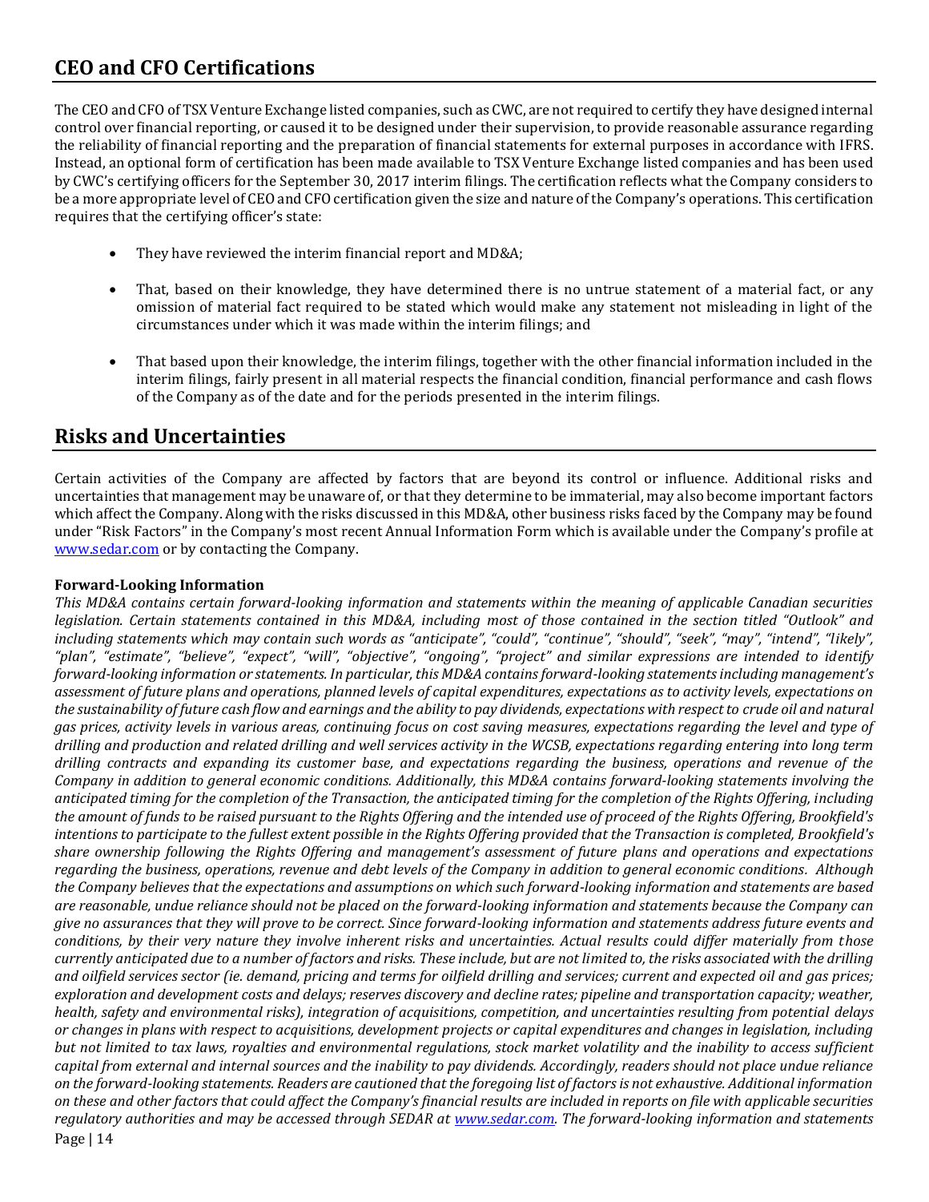## CEO and CFO Certifications

The CEO and CFO of TSX Venture Exchange listed companies, such as CWC, are not required to certify they have designed internal control over financial reporting, or caused it to be designed under their supervision, to provide reasonable assurance regarding the reliability of financial reporting and the preparation of financial statements for external purposes in accordance with IFRS. Instead, an optional form of certification has been made available to TSX Venture Exchange listed companies and has been used by CWC's certifying officers for the September 30, 2017 interim filings. The certification reflects what the Company considers to be a more appropriate level of CEO and CFO certification given the size and nature of the Company's operations. This certification requires that the certifying officer's state:

- They have reviewed the interim financial report and MD&A;
- That, based on their knowledge, they have determined there is no untrue statement of a material fact, or any omission of material fact required to be stated which would make any statement not misleading in light of the circumstances under which it was made within the interim filings; and
- That based upon their knowledge, the interim filings, together with the other financial information included in the interim filings, fairly present in all material respects the financial condition, financial performance and cash flows of the Company as of the date and for the periods presented in the interim filings.

## Risks and Uncertainties

Certain activities of the Company are affected by factors that are beyond its control or influence. Additional risks and uncertainties that management may be unaware of, or that they determine to be immaterial, may also become important factors which affect the Company. Along with the risks discussed in this MD&A, other business risks faced by the Company may be found under "Risk Factors" in the Company's most recent Annual Information Form which is available under the Company's profile at www.sedar.com or by contacting the Company.

**Forward-Looking Information**

*This MD&A contains certain forward-looking information and statements within the meaning of applicable Canadian securities legislation. Certain statements contained in this MD&A, including most of those contained in the section titled "Outlook" and including statements which may contain such words as "anticipate", "could", "continue", "should", "seek", "may", "intend", "likely", "plan", "estimate", "believe", "expect", "will", "objective", "ongoing", "project" and similar expressions are intended to identify forward-looking information or statements. In particular, this MD&A contains forward-looking statements including management's assessment of future plans and operations, planned levels of capital expenditures, expectations as to activity levels, expectations on the sustainability of future cash flow and earnings and the ability to pay dividends, expectations with respect to crude oil and natural gas prices, activity levels in various areas, continuing focus on cost saving measures, expectations regarding the level and type of drilling and production and related drilling and well services activity in the WCSB, expectations regarding entering into long term drilling contracts and expanding its customer base, and expectations regarding the business, operations and revenue of the Company in addition to general economic conditions. Additionally, this MD&A contains forward-looking statements involving the anticipated timing for the completion of the Transaction, the anticipated timing for the completion of the Rights Offering, including the amount of funds to be raised pursuant to the Rights Offering and the intended use of proceed of the Rights Offering, Brookfield's intentions to participate to the fullest extent possible in the Rights Offering provided that the Transaction is completed, Brookfield's share ownership following the Rights Offering and management's assessment of future plans and operations and expectations regarding the business, operations, revenue and debt levels of the Company in addition to general economic conditions. Although the Company believes that the expectations and assumptions on which such forward-looking information and statements are based are reasonable, undue reliance should not be placed on the forward-looking information and statements because the Company can give no assurances that they will prove to be correct. Since forward-looking information and statements address future events and conditions, by their very nature they involve inherent risks and uncertainties. Actual results could differ materially from those currently anticipated due to a number of factors and risks. These include, but are not limited to, the risks associated with the drilling and oilfield services sector (ie. demand, pricing and terms for oilfield drilling and services; current and expected oil and gas prices; exploration and development costs and delays; reserves discovery and decline rates; pipeline and transportation capacity; weather, health, safety and environmental risks), integration of acquisitions, competition, and uncertainties resulting from potential delays or changes in plans with respect to acquisitions, development projects or capital expenditures and changes in legislation, including but not limited to tax laws, royalties and environmental regulations, stock market volatility and the inability to access sufficient capital from external and internal sources and the inability to pay dividends. Accordingly, readers should not place undue reliance on the forward-looking statements. Readers are cautioned that the foregoing list of factors is not exhaustive. Additional information on these and other factors that could affect the Company's financial results are included in reports on file with applicable securities regulatory authorities and may be accessed through SEDAR at www.sedar.com. The forward-looking information and statements*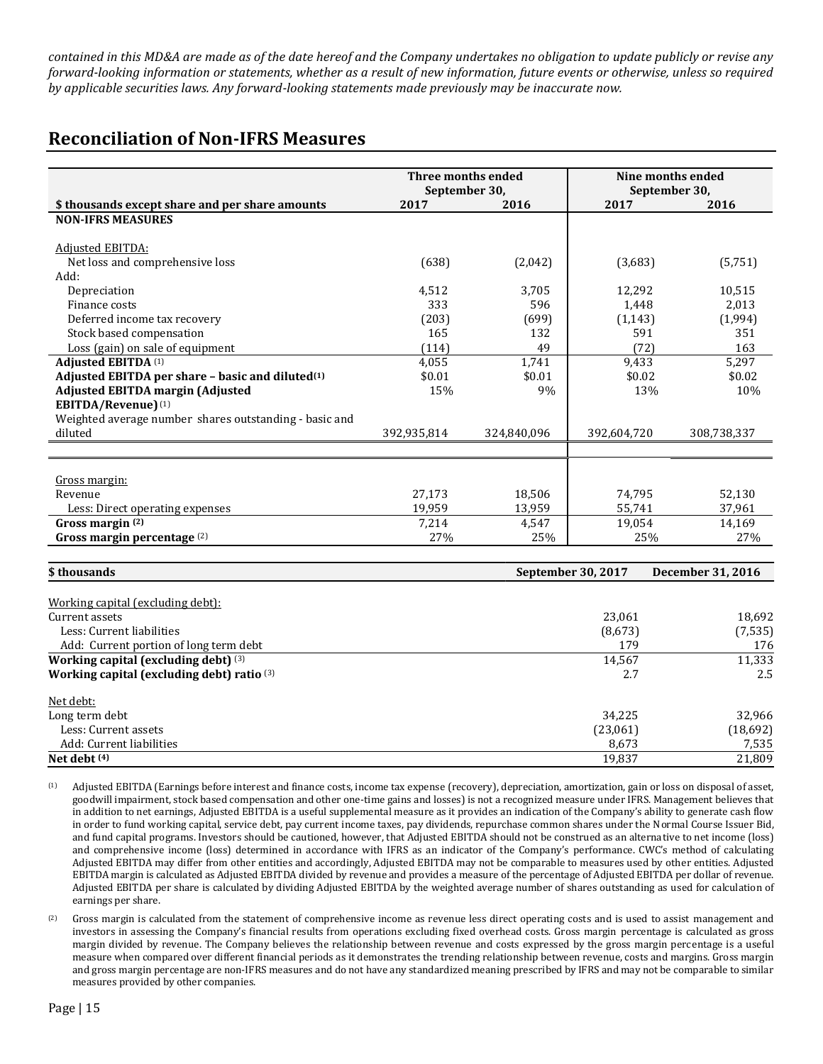*contained in this MD&A are made as of the date hereof and the Company undertakes no obligation to update publicly or revise any forward-looking information or statements, whether as a result of new information, future events or otherwise, unless so required by applicable securities laws. Any forward-looking statements made previously may be inaccurate now.*

## Reconciliation of Non-IFRS Measures

| | Three months ended September 30, | | Nine months ended September 30, | |
|---|---|---|---|---|
| **$ thousands except share and per share amounts** | **2017** | **2016** | **2017** | **2016** |
| **NON-IFRS MEASURES** | | | | |
| Adjusted EBITDA: | | | | |
| Net loss and comprehensive loss | (638) | (2,042) | (3,683) | (5,751) |
| Add: | | | | |
| Depreciation | 4,512 | 3,705 | 12,292 | 10,515 |
| Finance costs | 333 | 596 | 1,448 | 2,013 |
| Deferred income tax recovery | (203) | (699) | (1,143) | (1,994) |
| Stock based compensation | 165 | 132 | 591 | 351 |
| Loss (gain) on sale of equipment | (114) | 49 | (72) | 163 |
| **Adjusted EBITDA** (1) | 4,055 | 1,741 | 9,433 | 5,297 |
| **Adjusted EBITDA per share – basic and diluted**(1) | $0.01 | $0.01 | $0.02 | $0.02 |
| **Adjusted EBITDA margin (Adjusted EBITDA/Revenue)** (1) | 15% | 9% | 13% | 10% |
| Weighted average number shares outstanding - basic and diluted | 392,935,814 | 324,840,096 | 392,604,720 | 308,738,337 |
| Gross margin: | | | | |
| Revenue | 27,173 | 18,506 | 74,795 | 52,130 |
| Less: Direct operating expenses | 19,959 | 13,959 | 55,741 | 37,961 |
| **Gross margin (2)** | 7,214 | 4,547 | 19,054 | 14,169 |
| **Gross margin percentage** (2) | 27% | 25% | 25% | 27% |

| **$ thousands** | **September 30, 2017** | **December 31, 2016** |
|---|---|---|
| Working capital (excluding debt): | | |
| Current assets | 23,061 | 18,692 |
| Less: Current liabilities | (8,673) | (7,535) |
| Add: Current portion of long term debt | 179 | 176 |
| **Working capital (excluding debt)** (3) | 14,567 | 11,333 |
| **Working capital (excluding debt) ratio** (3) | 2.7 | 2.5 |
| Net debt: | | |
| Long term debt | 34,225 | 32,966 |
| Less: Current assets | (23,061) | (18,692) |
| Add: Current liabilities | 8,673 | 7,535 |
| **Net debt (4)** | 19,837 | 21,809 |

(1) Adjusted EBITDA (Earnings before interest and finance costs, income tax expense (recovery), depreciation, amortization, gain or loss on disposal of asset, goodwill impairment, stock based compensation and other one-time gains and losses) is not a recognized measure under IFRS. Management believes that in addition to net earnings, Adjusted EBITDA is a useful supplemental measure as it provides an indication of the Company's ability to generate cash flow in order to fund working capital, service debt, pay current income taxes, pay dividends, repurchase common shares under the Normal Course Issuer Bid, and fund capital programs. Investors should be cautioned, however, that Adjusted EBITDA should not be construed as an alternative to net income (loss) and comprehensive income (loss) determined in accordance with IFRS as an indicator of the Company's performance. CWC's method of calculating Adjusted EBITDA may differ from other entities and accordingly, Adjusted EBITDA may not be comparable to measures used by other entities. Adjusted EBITDA margin is calculated as Adjusted EBITDA divided by revenue and provides a measure of the percentage of Adjusted EBITDA per dollar of revenue. Adjusted EBITDA per share is calculated by dividing Adjusted EBITDA by the weighted average number of shares outstanding as used for calculation of earnings per share.

(2) Gross margin is calculated from the statement of comprehensive income as revenue less direct operating costs and is used to assist management and investors in assessing the Company's financial results from operations excluding fixed overhead costs. Gross margin percentage is calculated as gross margin divided by revenue. The Company believes the relationship between revenue and costs expressed by the gross margin percentage is a useful measure when compared over different financial periods as it demonstrates the trending relationship between revenue, costs and margins. Gross margin and gross margin percentage are non-IFRS measures and do not have any standardized meaning prescribed by IFRS and may not be comparable to similar measures provided by other companies.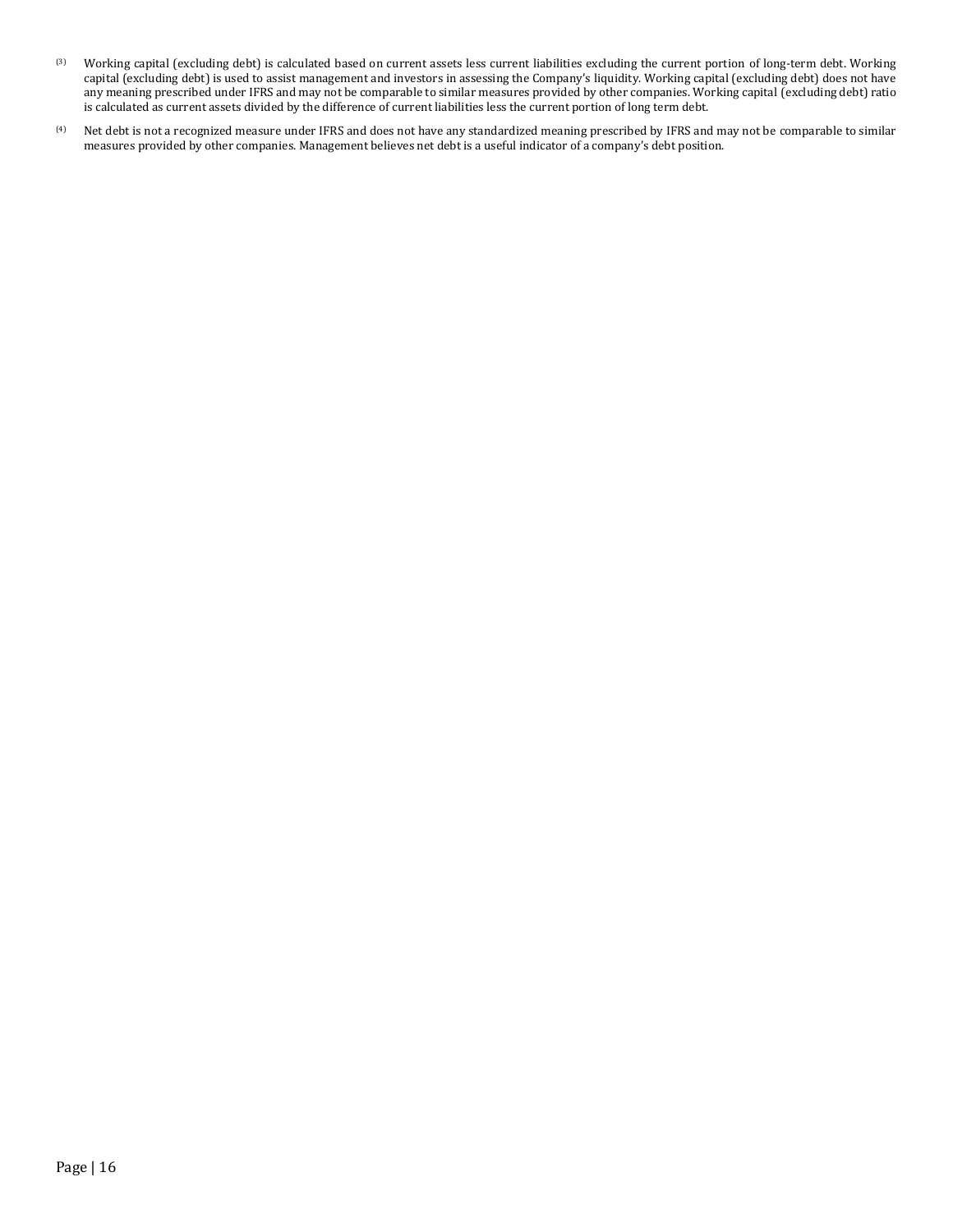[3] Working capital (excluding debt) is calculated based on current assets less current liabilities excluding the current portion of long-term debt. Working capital (excluding debt) is used to assist management and investors in assessing the Company's liquidity. Working capital (excluding debt) does not have any meaning prescribed under IFRS and may not be comparable to similar measures provided by other companies. Working capital (excluding debt) ratio is calculated as current assets divided by the difference of current liabilities less the current portion of long term debt.

[4] Net debt is not a recognized measure under IFRS and does not have any standardized meaning prescribed by IFRS and may not be comparable to similar measures provided by other companies. Management believes net debt is a useful indicator of a company's debt position.